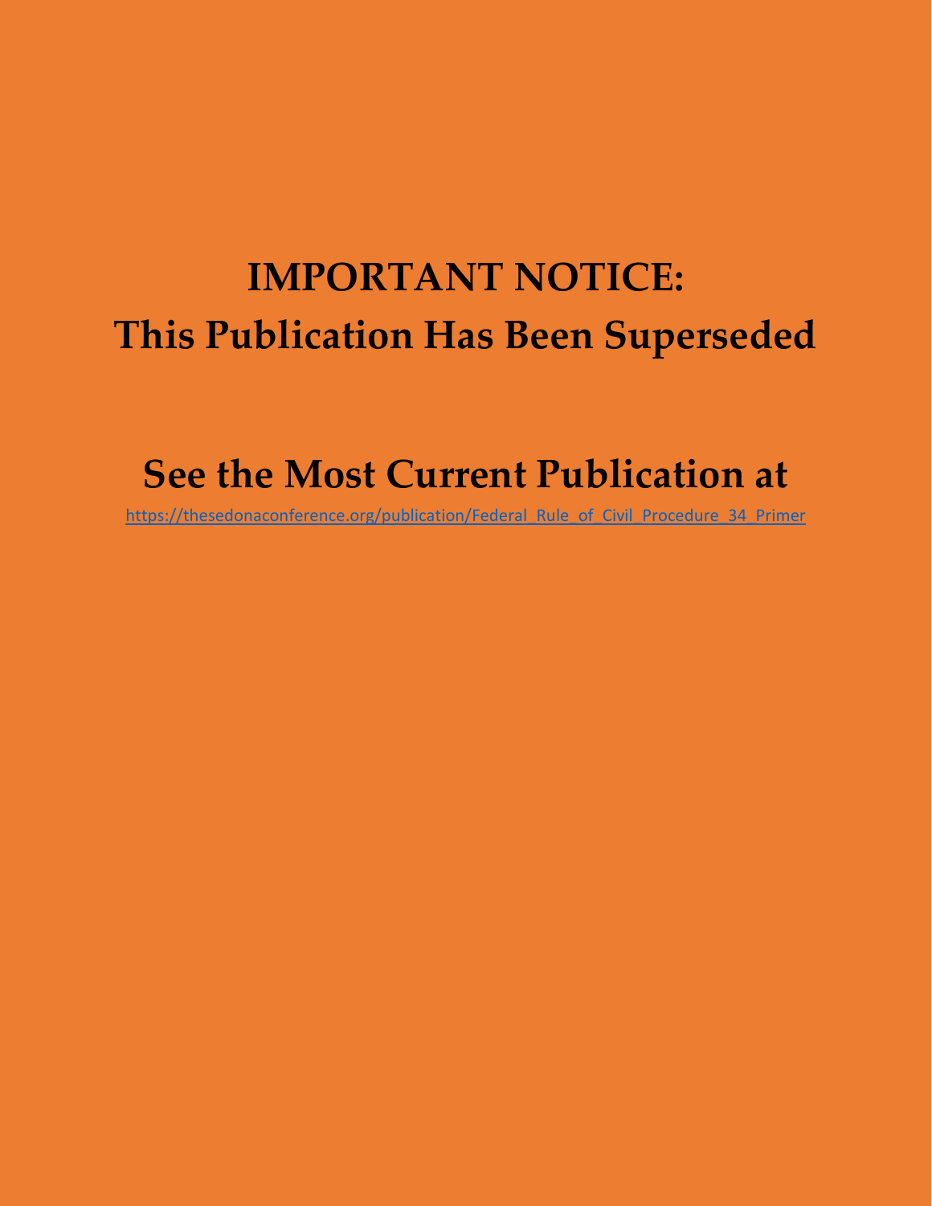# IMPORTANT NOTICE:
# This Publication Has Been Superseded

## See the Most Current Publication at

https://thesedonaconference.org/publication/Federal_Rule_of_Civil_Procedure_34_Primer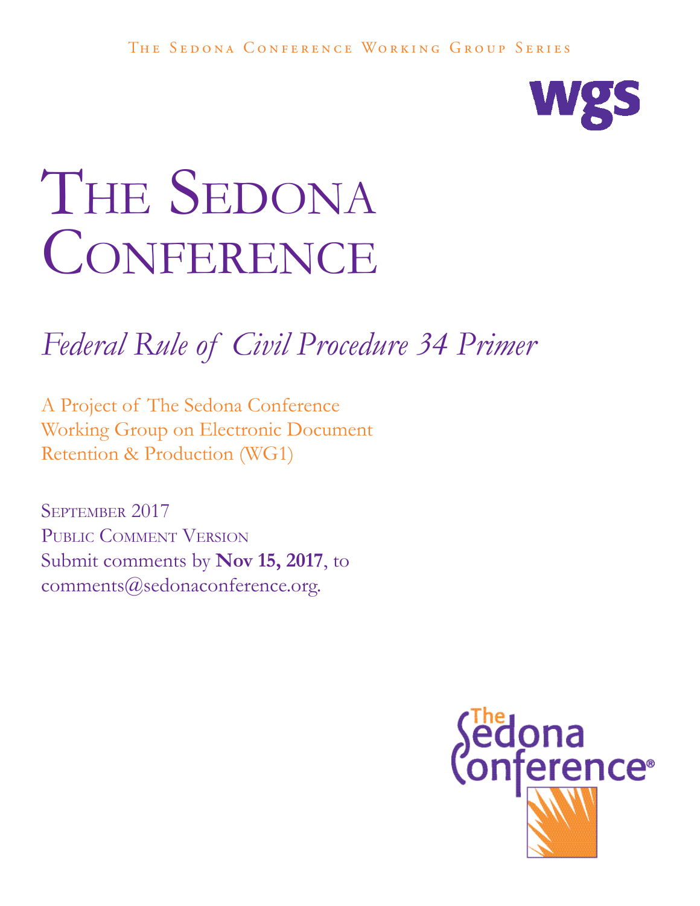The Sedona Conference Working Group Series

wgs

# The Sedona Conference

## *Federal Rule of Civil Procedure 34 Primer*

A Project of The Sedona Conference Working Group on Electronic Document Retention & Production (WG1)

September 2017
Public Comment Version
Submit comments by **Nov 15, 2017**, to comments@sedonaconference.org.

The Sedona Conference®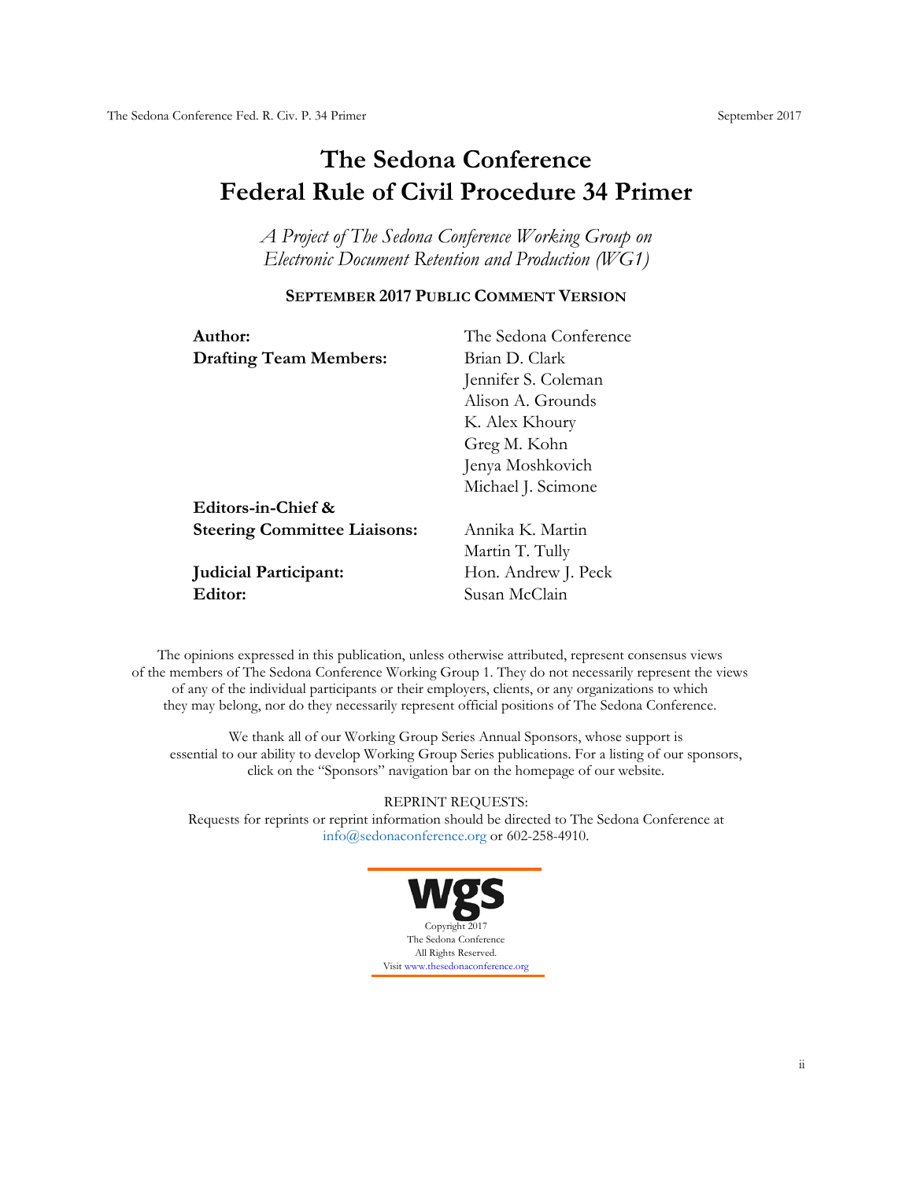# The Sedona Conference
# Federal Rule of Civil Procedure 34 Primer

*A Project of The Sedona Conference Working Group on Electronic Document Retention and Production (WG1)*

**SEPTEMBER 2017 PUBLIC COMMENT VERSION**

| | |
|---|---|
| **Author:** | The Sedona Conference |
| **Drafting Team Members:** | Brian D. Clark |
| | Jennifer S. Coleman |
| | Alison A. Grounds |
| | K. Alex Khoury |
| | Greg M. Kohn |
| | Jenya Moshkovich |
| | Michael J. Scimone |
| **Editors-in-Chief & Steering Committee Liaisons:** | Annika K. Martin |
| | Martin T. Tully |
| **Judicial Participant:** | Hon. Andrew J. Peck |
| **Editor:** | Susan McClain |

The opinions expressed in this publication, unless otherwise attributed, represent consensus views of the members of The Sedona Conference Working Group 1. They do not necessarily represent the views of any of the individual participants or their employers, clients, or any organizations to which they may belong, nor do they necessarily represent official positions of The Sedona Conference.

We thank all of our Working Group Series Annual Sponsors, whose support is essential to our ability to develop Working Group Series publications. For a listing of our sponsors, click on the "Sponsors" navigation bar on the homepage of our website.

REPRINT REQUESTS:
Requests for reprints or reprint information should be directed to The Sedona Conference at info@sedonaconference.org or 602-258-4910.

wgs

Copyright 2017
The Sedona Conference
All Rights Reserved.
Visit www.thesedonaconference.org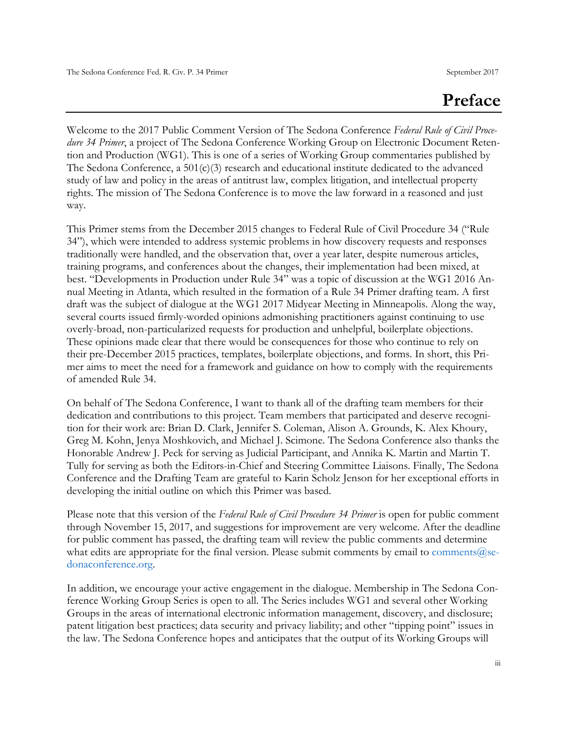# Preface

Welcome to the 2017 Public Comment Version of The Sedona Conference *Federal Rule of Civil Procedure 34 Primer*, a project of The Sedona Conference Working Group on Electronic Document Retention and Production (WG1). This is one of a series of Working Group commentaries published by The Sedona Conference, a 501(c)(3) research and educational institute dedicated to the advanced study of law and policy in the areas of antitrust law, complex litigation, and intellectual property rights. The mission of The Sedona Conference is to move the law forward in a reasoned and just way.

This Primer stems from the December 2015 changes to Federal Rule of Civil Procedure 34 ("Rule 34"), which were intended to address systemic problems in how discovery requests and responses traditionally were handled, and the observation that, over a year later, despite numerous articles, training programs, and conferences about the changes, their implementation had been mixed, at best. "Developments in Production under Rule 34" was a topic of discussion at the WG1 2016 Annual Meeting in Atlanta, which resulted in the formation of a Rule 34 Primer drafting team. A first draft was the subject of dialogue at the WG1 2017 Midyear Meeting in Minneapolis. Along the way, several courts issued firmly-worded opinions admonishing practitioners against continuing to use overly-broad, non-particularized requests for production and unhelpful, boilerplate objections. These opinions made clear that there would be consequences for those who continue to rely on their pre-December 2015 practices, templates, boilerplate objections, and forms. In short, this Primer aims to meet the need for a framework and guidance on how to comply with the requirements of amended Rule 34.

On behalf of The Sedona Conference, I want to thank all of the drafting team members for their dedication and contributions to this project. Team members that participated and deserve recognition for their work are: Brian D. Clark, Jennifer S. Coleman, Alison A. Grounds, K. Alex Khoury, Greg M. Kohn, Jenya Moshkovich, and Michael J. Scimone. The Sedona Conference also thanks the Honorable Andrew J. Peck for serving as Judicial Participant, and Annika K. Martin and Martin T. Tully for serving as both the Editors-in-Chief and Steering Committee Liaisons. Finally, The Sedona Conference and the Drafting Team are grateful to Karin Scholz Jenson for her exceptional efforts in developing the initial outline on which this Primer was based.

Please note that this version of the *Federal Rule of Civil Procedure 34 Primer* is open for public comment through November 15, 2017, and suggestions for improvement are very welcome. After the deadline for public comment has passed, the drafting team will review the public comments and determine what edits are appropriate for the final version. Please submit comments by email to comments@sedonaconference.org.

In addition, we encourage your active engagement in the dialogue. Membership in The Sedona Conference Working Group Series is open to all. The Series includes WG1 and several other Working Groups in the areas of international electronic information management, discovery, and disclosure; patent litigation best practices; data security and privacy liability; and other "tipping point" issues in the law. The Sedona Conference hopes and anticipates that the output of its Working Groups will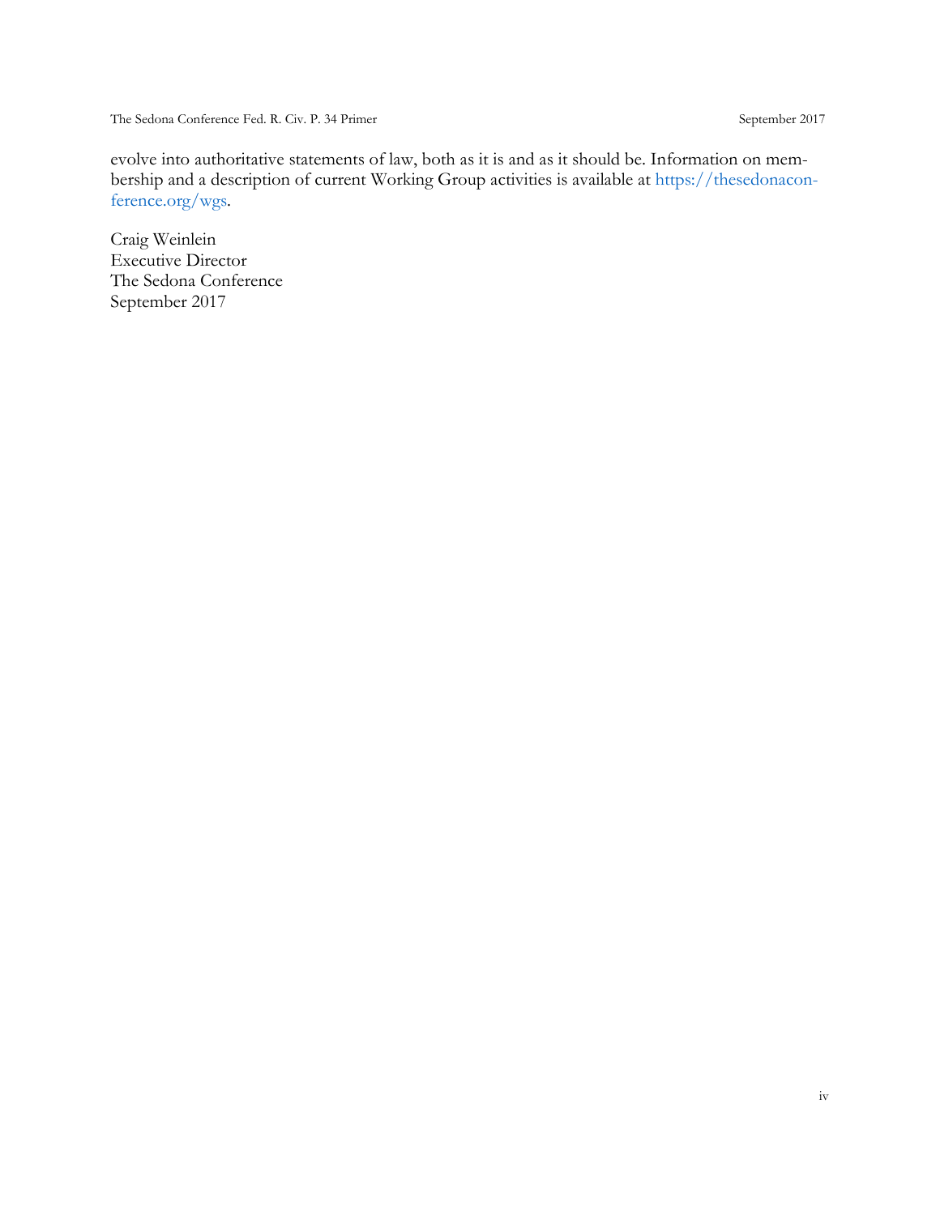evolve into authoritative statements of law, both as it is and as it should be. Information on membership and a description of current Working Group activities is available at https://thesedonaconference.org/wgs.

Craig Weinlein
Executive Director
The Sedona Conference
September 2017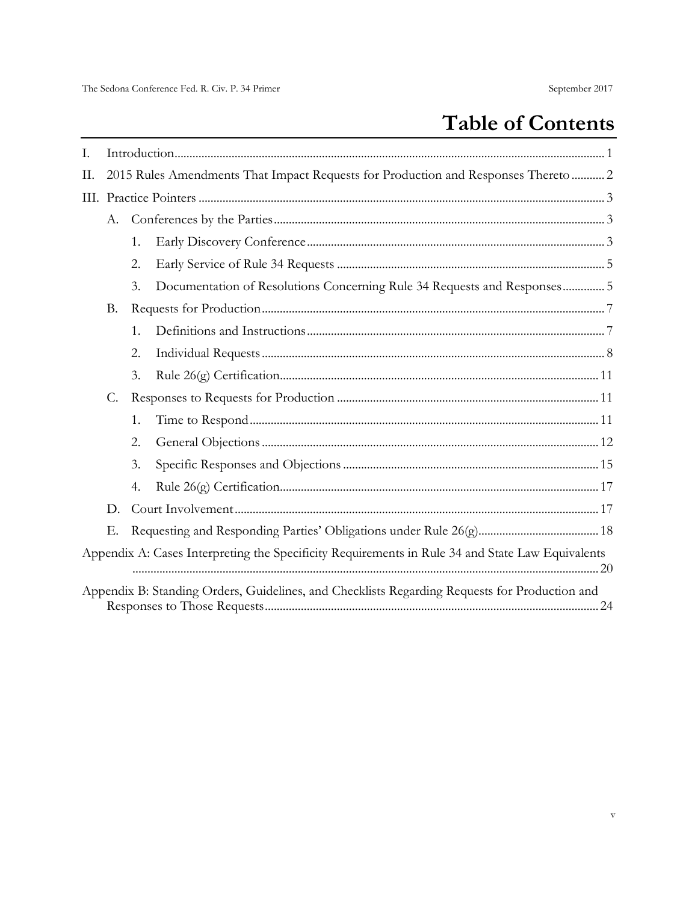# Table of Contents

I. Introduction .......... 1

II. 2015 Rules Amendments That Impact Requests for Production and Responses Thereto .......... 2

III. Practice Pointers .......... 3

- A. Conferences by the Parties .......... 3
  - 1. Early Discovery Conference .......... 3
  - 2. Early Service of Rule 34 Requests .......... 5
  - 3. Documentation of Resolutions Concerning Rule 34 Requests and Responses .......... 5
- B. Requests for Production .......... 7
  - 1. Definitions and Instructions .......... 7
  - 2. Individual Requests .......... 8
  - 3. Rule 26(g) Certification .......... 11
- C. Responses to Requests for Production .......... 11
  - 1. Time to Respond .......... 11
  - 2. General Objections .......... 12
  - 3. Specific Responses and Objections .......... 15
  - 4. Rule 26(g) Certification .......... 17
- D. Court Involvement .......... 17
- E. Requesting and Responding Parties' Obligations under Rule 26(g) .......... 18

Appendix A: Cases Interpreting the Specificity Requirements in Rule 34 and State Law Equivalents .......... 20

Appendix B: Standing Orders, Guidelines, and Checklists Regarding Requests for Production and Responses to Those Requests .......... 24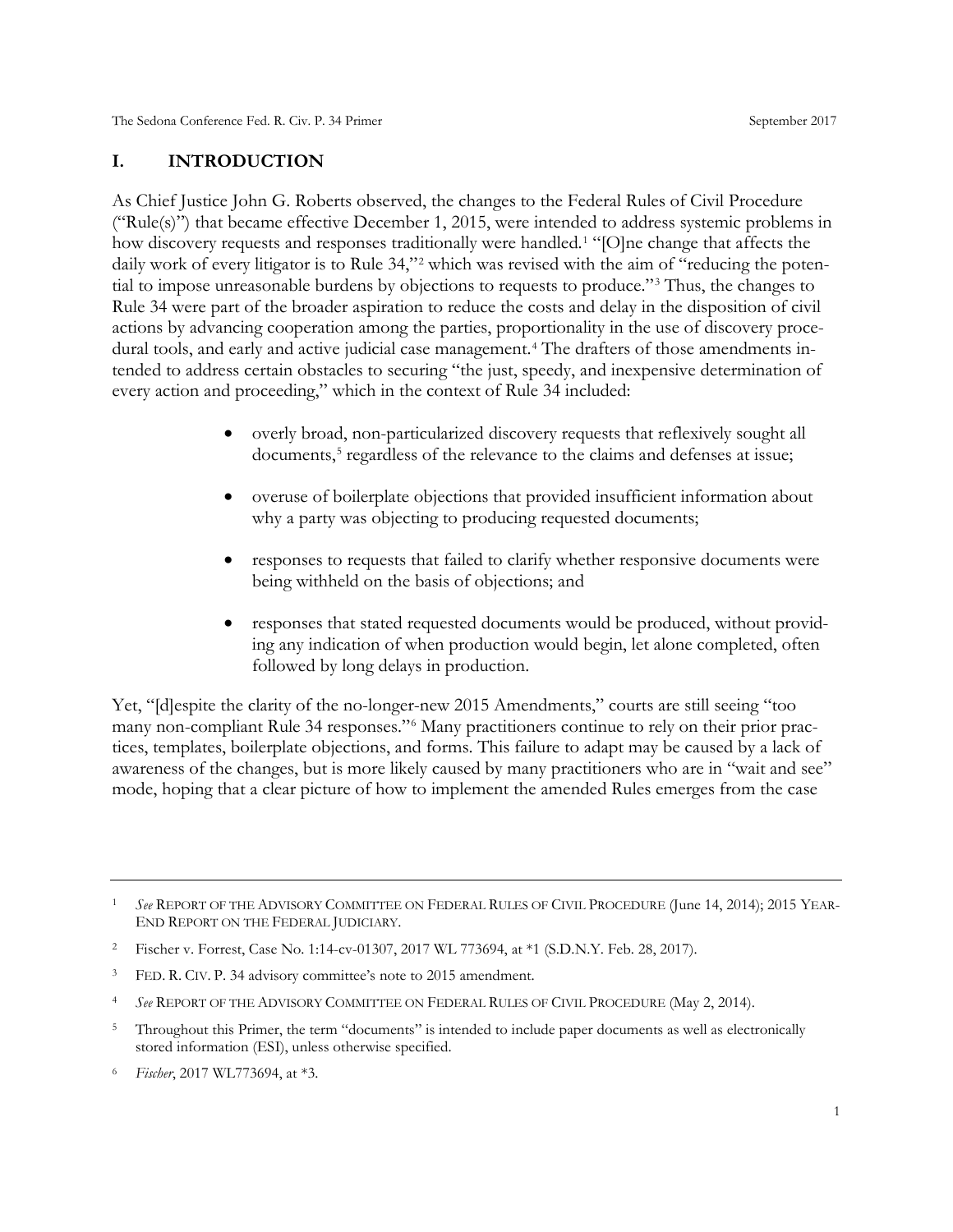## I. INTRODUCTION

As Chief Justice John G. Roberts observed, the changes to the Federal Rules of Civil Procedure ("Rule(s)") that became effective December 1, 2015, were intended to address systemic problems in how discovery requests and responses traditionally were handled.[1] "[O]ne change that affects the daily work of every litigator is to Rule 34,"[2] which was revised with the aim of "reducing the potential to impose unreasonable burdens by objections to requests to produce."[3] Thus, the changes to Rule 34 were part of the broader aspiration to reduce the costs and delay in the disposition of civil actions by advancing cooperation among the parties, proportionality in the use of discovery procedural tools, and early and active judicial case management.[4] The drafters of those amendments intended to address certain obstacles to securing "the just, speedy, and inexpensive determination of every action and proceeding," which in the context of Rule 34 included:

- overly broad, non-particularized discovery requests that reflexively sought all documents,[5] regardless of the relevance to the claims and defenses at issue;
- overuse of boilerplate objections that provided insufficient information about why a party was objecting to producing requested documents;
- responses to requests that failed to clarify whether responsive documents were being withheld on the basis of objections; and
- responses that stated requested documents would be produced, without providing any indication of when production would begin, let alone completed, often followed by long delays in production.

Yet, "[d]espite the clarity of the no-longer-new 2015 Amendments," courts are still seeing "too many non-compliant Rule 34 responses."[6] Many practitioners continue to rely on their prior practices, templates, boilerplate objections, and forms. This failure to adapt may be caused by a lack of awareness of the changes, but is more likely caused by many practitioners who are in "wait and see" mode, hoping that a clear picture of how to implement the amended Rules emerges from the case

---

[1] *See* REPORT OF THE ADVISORY COMMITTEE ON FEDERAL RULES OF CIVIL PROCEDURE (June 14, 2014); 2015 YEAR-END REPORT ON THE FEDERAL JUDICIARY.

[2] Fischer v. Forrest, Case No. 1:14-cv-01307, 2017 WL 773694, at *1 (S.D.N.Y. Feb. 28, 2017).

[3] FED. R. CIV. P. 34 advisory committee's note to 2015 amendment.

[4] *See* REPORT OF THE ADVISORY COMMITTEE ON FEDERAL RULES OF CIVIL PROCEDURE (May 2, 2014).

[5] Throughout this Primer, the term "documents" is intended to include paper documents as well as electronically stored information (ESI), unless otherwise specified.

[6] *Fischer*, 2017 WL773694, at *3.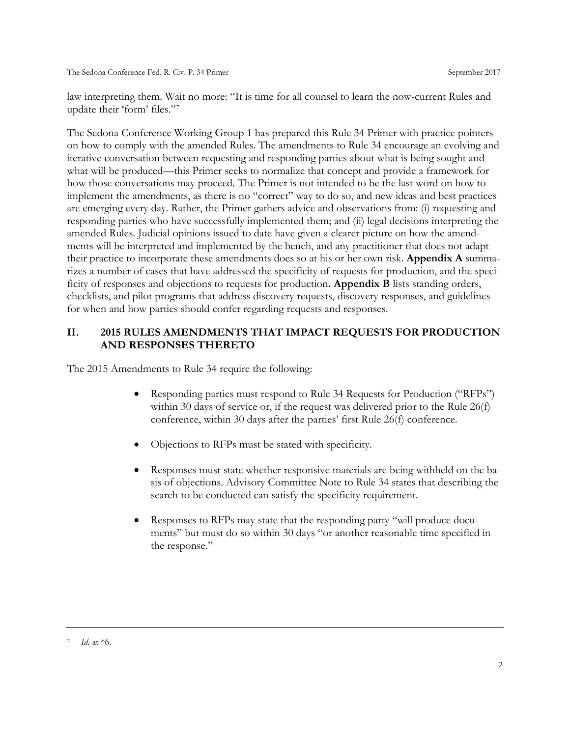law interpreting them. Wait no more: "It is time for all counsel to learn the now-current Rules and update their 'form' files."[7]

The Sedona Conference Working Group 1 has prepared this Rule 34 Primer with practice pointers on how to comply with the amended Rules. The amendments to Rule 34 encourage an evolving and iterative conversation between requesting and responding parties about what is being sought and what will be produced—this Primer seeks to normalize that concept and provide a framework for how those conversations may proceed. The Primer is not intended to be the last word on how to implement the amendments, as there is no "correct" way to do so, and new ideas and best practices are emerging every day. Rather, the Primer gathers advice and observations from: (i) requesting and responding parties who have successfully implemented them; and (ii) legal decisions interpreting the amended Rules. Judicial opinions issued to date have given a clearer picture on how the amendments will be interpreted and implemented by the bench, and any practitioner that does not adapt their practice to incorporate these amendments does so at his or her own risk. **Appendix A** summarizes a number of cases that have addressed the specificity of requests for production, and the specificity of responses and objections to requests for production**. Appendix B** lists standing orders, checklists, and pilot programs that address discovery requests, discovery responses, and guidelines for when and how parties should confer regarding requests and responses.

## II. 2015 RULES AMENDMENTS THAT IMPACT REQUESTS FOR PRODUCTION AND RESPONSES THERETO

The 2015 Amendments to Rule 34 require the following:

- Responding parties must respond to Rule 34 Requests for Production ("RFPs") within 30 days of service or, if the request was delivered prior to the Rule 26(f) conference, within 30 days after the parties' first Rule 26(f) conference.
- Objections to RFPs must be stated with specificity.
- Responses must state whether responsive materials are being withheld on the basis of objections. Advisory Committee Note to Rule 34 states that describing the search to be conducted can satisfy the specificity requirement.
- Responses to RFPs may state that the responding party "will produce documents" but must do so within 30 days "or another reasonable time specified in the response."

---

[7] *Id.* at *6.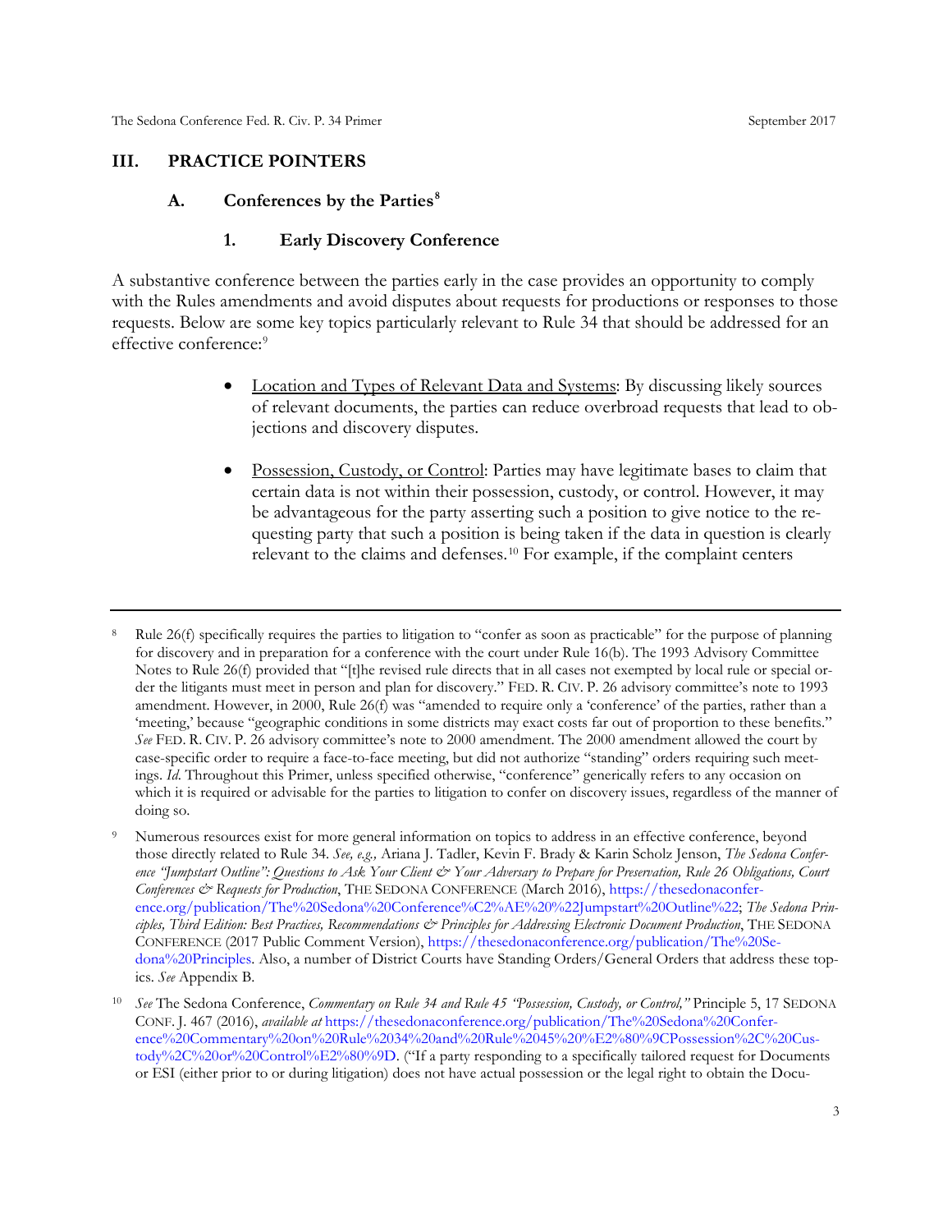## III. PRACTICE POINTERS

### A. Conferences by the Parties[8]

#### 1. Early Discovery Conference

A substantive conference between the parties early in the case provides an opportunity to comply with the Rules amendments and avoid disputes about requests for productions or responses to those requests. Below are some key topics particularly relevant to Rule 34 that should be addressed for an effective conference:[9]

- Location and Types of Relevant Data and Systems: By discussing likely sources of relevant documents, the parties can reduce overbroad requests that lead to objections and discovery disputes.

- Possession, Custody, or Control: Parties may have legitimate bases to claim that certain data is not within their possession, custody, or control. However, it may be advantageous for the party asserting such a position to give notice to the requesting party that such a position is being taken if the data in question is clearly relevant to the claims and defenses.[10] For example, if the complaint centers

---

[8] Rule 26(f) specifically requires the parties to litigation to "confer as soon as practicable" for the purpose of planning for discovery and in preparation for a conference with the court under Rule 16(b). The 1993 Advisory Committee Notes to Rule 26(f) provided that "[t]he revised rule directs that in all cases not exempted by local rule or special order the litigants must meet in person and plan for discovery." FED. R. CIV. P. 26 advisory committee's note to 1993 amendment. However, in 2000, Rule 26(f) was "amended to require only a 'conference' of the parties, rather than a 'meeting,' because "geographic conditions in some districts may exact costs far out of proportion to these benefits." *See* FED. R. CIV. P. 26 advisory committee's note to 2000 amendment. The 2000 amendment allowed the court by case-specific order to require a face-to-face meeting, but did not authorize "standing" orders requiring such meetings. *Id*. Throughout this Primer, unless specified otherwise, "conference" generically refers to any occasion on which it is required or advisable for the parties to litigation to confer on discovery issues, regardless of the manner of doing so.

[9] Numerous resources exist for more general information on topics to address in an effective conference, beyond those directly related to Rule 34. *See, e.g.,* Ariana J. Tadler, Kevin F. Brady & Karin Scholz Jenson, *The Sedona Conference "Jumpstart Outline": Questions to Ask Your Client & Your Adversary to Prepare for Preservation, Rule 26 Obligations, Court Conferences & Requests for Production*, THE SEDONA CONFERENCE (March 2016), https://thesedonaconference.org/publication/The%20Sedona%20Conference%C2%AE%20%22Jumpstart%20Outline%22; *The Sedona Principles, Third Edition: Best Practices, Recommendations & Principles for Addressing Electronic Document Production*, THE SEDONA CONFERENCE (2017 Public Comment Version), https://thesedonaconference.org/publication/The%20Sedona%20Principles. Also, a number of District Courts have Standing Orders/General Orders that address these topics. *See* Appendix B.

[10] *See* The Sedona Conference, *Commentary on Rule 34 and Rule 45 "Possession, Custody, or Control,"* Principle 5, 17 SEDONA CONF. J. 467 (2016), *available at* https://thesedonaconference.org/publication/The%20Sedona%20Conference%20Commentary%20on%20Rule%2034%20and%20Rule%2045%20%E2%80%9CPossession%2C%20Custody%2C%20or%20Control%E2%80%9D. ("If a party responding to a specifically tailored request for Documents or ESI (either prior to or during litigation) does not have actual possession or the legal right to obtain the Docu-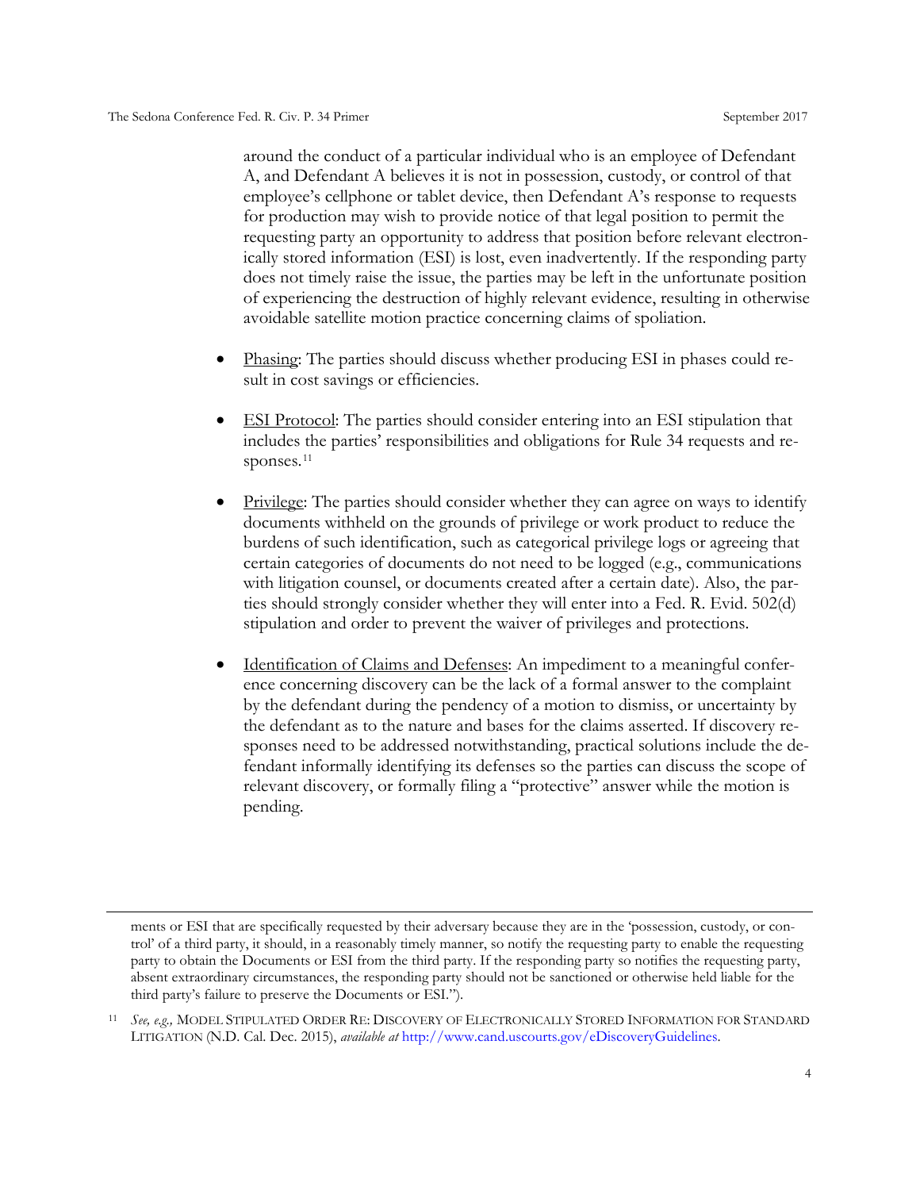around the conduct of a particular individual who is an employee of Defendant A, and Defendant A believes it is not in possession, custody, or control of that employee's cellphone or tablet device, then Defendant A's response to requests for production may wish to provide notice of that legal position to permit the requesting party an opportunity to address that position before relevant electronically stored information (ESI) is lost, even inadvertently. If the responding party does not timely raise the issue, the parties may be left in the unfortunate position of experiencing the destruction of highly relevant evidence, resulting in otherwise avoidable satellite motion practice concerning claims of spoliation.

- Phasing: The parties should discuss whether producing ESI in phases could result in cost savings or efficiencies.
- ESI Protocol: The parties should consider entering into an ESI stipulation that includes the parties' responsibilities and obligations for Rule 34 requests and responses.[11]
- Privilege: The parties should consider whether they can agree on ways to identify documents withheld on the grounds of privilege or work product to reduce the burdens of such identification, such as categorical privilege logs or agreeing that certain categories of documents do not need to be logged (e.g., communications with litigation counsel, or documents created after a certain date). Also, the parties should strongly consider whether they will enter into a Fed. R. Evid. 502(d) stipulation and order to prevent the waiver of privileges and protections.
- Identification of Claims and Defenses: An impediment to a meaningful conference concerning discovery can be the lack of a formal answer to the complaint by the defendant during the pendency of a motion to dismiss, or uncertainty by the defendant as to the nature and bases for the claims asserted. If discovery responses need to be addressed notwithstanding, practical solutions include the defendant informally identifying its defenses so the parties can discuss the scope of relevant discovery, or formally filing a "protective" answer while the motion is pending.

---

ments or ESI that are specifically requested by their adversary because they are in the 'possession, custody, or control' of a third party, it should, in a reasonably timely manner, so notify the requesting party to enable the requesting party to obtain the Documents or ESI from the third party. If the responding party so notifies the requesting party, absent extraordinary circumstances, the responding party should not be sanctioned or otherwise held liable for the third party's failure to preserve the Documents or ESI.").

[11] *See, e.g.,* MODEL STIPULATED ORDER RE: DISCOVERY OF ELECTRONICALLY STORED INFORMATION FOR STANDARD LITIGATION (N.D. Cal. Dec. 2015), *available at* http://www.cand.uscourts.gov/eDiscoveryGuidelines.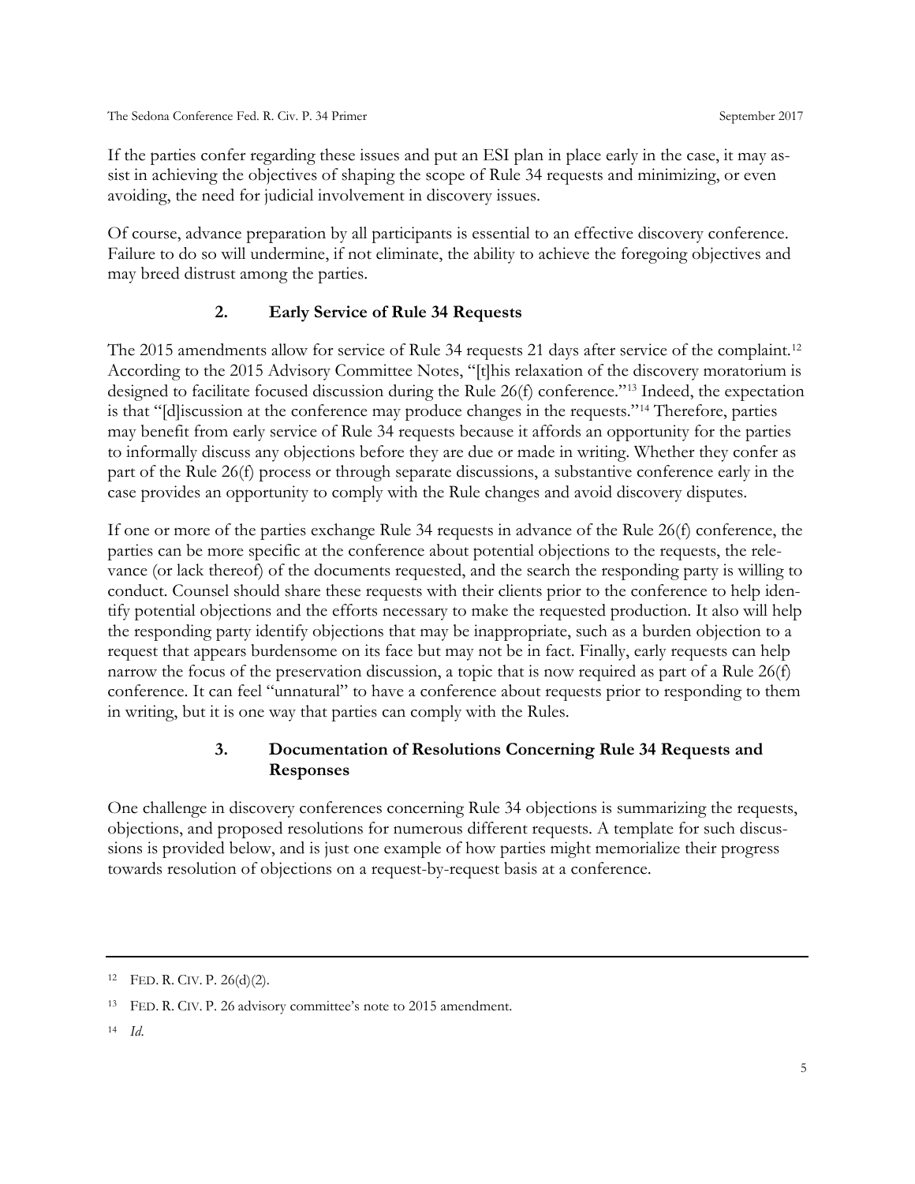If the parties confer regarding these issues and put an ESI plan in place early in the case, it may assist in achieving the objectives of shaping the scope of Rule 34 requests and minimizing, or even avoiding, the need for judicial involvement in discovery issues.

Of course, advance preparation by all participants is essential to an effective discovery conference. Failure to do so will undermine, if not eliminate, the ability to achieve the foregoing objectives and may breed distrust among the parties.

### 2. Early Service of Rule 34 Requests

The 2015 amendments allow for service of Rule 34 requests 21 days after service of the complaint.[12] According to the 2015 Advisory Committee Notes, "[t]his relaxation of the discovery moratorium is designed to facilitate focused discussion during the Rule 26(f) conference."[13] Indeed, the expectation is that "[d]iscussion at the conference may produce changes in the requests."[14] Therefore, parties may benefit from early service of Rule 34 requests because it affords an opportunity for the parties to informally discuss any objections before they are due or made in writing. Whether they confer as part of the Rule 26(f) process or through separate discussions, a substantive conference early in the case provides an opportunity to comply with the Rule changes and avoid discovery disputes.

If one or more of the parties exchange Rule 34 requests in advance of the Rule 26(f) conference, the parties can be more specific at the conference about potential objections to the requests, the relevance (or lack thereof) of the documents requested, and the search the responding party is willing to conduct. Counsel should share these requests with their clients prior to the conference to help identify potential objections and the efforts necessary to make the requested production. It also will help the responding party identify objections that may be inappropriate, such as a burden objection to a request that appears burdensome on its face but may not be in fact. Finally, early requests can help narrow the focus of the preservation discussion, a topic that is now required as part of a Rule 26(f) conference. It can feel "unnatural" to have a conference about requests prior to responding to them in writing, but it is one way that parties can comply with the Rules.

### 3. Documentation of Resolutions Concerning Rule 34 Requests and Responses

One challenge in discovery conferences concerning Rule 34 objections is summarizing the requests, objections, and proposed resolutions for numerous different requests. A template for such discussions is provided below, and is just one example of how parties might memorialize their progress towards resolution of objections on a request-by-request basis at a conference.

---

[12] FED. R. CIV. P. 26(d)(2).

[13] FED. R. CIV. P. 26 advisory committee's note to 2015 amendment.

[14] *Id.*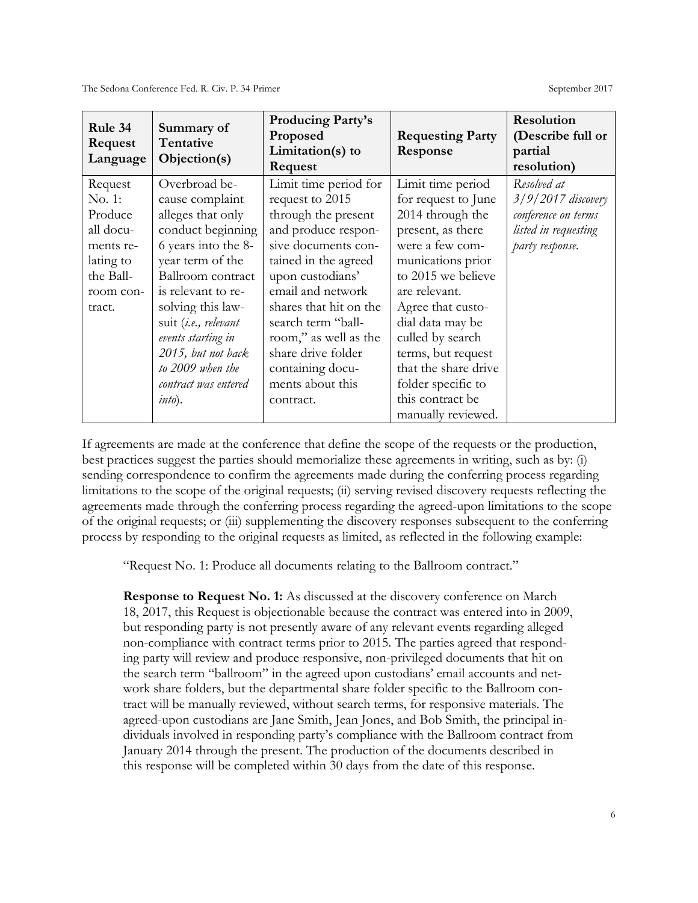| Rule 34 Request Language | Summary of Tentative Objection(s) | Producing Party's Proposed Limitation(s) to Request | Requesting Party Response | Resolution (Describe full or partial resolution) |
|---|---|---|---|---|
| Request No. 1: Produce all documents relating to the Ballroom contract. | Overbroad because complaint alleges that only conduct beginning 6 years into the 8-year term of the Ballroom contract is relevant to resolving this lawsuit (*i.e., relevant events starting in 2015, but not back to 2009 when the contract was entered into*). | Limit time period for request to 2015 through the present and produce responsive documents contained in the agreed upon custodians' email and network shares that hit on the search term "ballroom," as well as the share drive folder containing documents about this contract. | Limit time period for request to June 2014 through the present, as there were a few communications prior to 2015 we believe are relevant. Agree that custodial data may be culled by search terms, but request that the share drive folder specific to this contract be manually reviewed. | *Resolved at 3/9/2017 discovery conference on terms listed in requesting party response.* |

If agreements are made at the conference that define the scope of the requests or the production, best practices suggest the parties should memorialize these agreements in writing, such as by: (i) sending correspondence to confirm the agreements made during the conferring process regarding limitations to the scope of the original requests; (ii) serving revised discovery requests reflecting the agreements made through the conferring process regarding the agreed-upon limitations to the scope of the original requests; or (iii) supplementing the discovery responses subsequent to the conferring process by responding to the original requests as limited, as reflected in the following example:

> "Request No. 1: Produce all documents relating to the Ballroom contract."
>
> **Response to Request No. 1:** As discussed at the discovery conference on March 18, 2017, this Request is objectionable because the contract was entered into in 2009, but responding party is not presently aware of any relevant events regarding alleged non-compliance with contract terms prior to 2015. The parties agreed that responding party will review and produce responsive, non-privileged documents that hit on the search term "ballroom" in the agreed upon custodians' email accounts and network share folders, but the departmental share folder specific to the Ballroom contract will be manually reviewed, without search terms, for responsive materials. The agreed-upon custodians are Jane Smith, Jean Jones, and Bob Smith, the principal individuals involved in responding party's compliance with the Ballroom contract from January 2014 through the present. The production of the documents described in this response will be completed within 30 days from the date of this response.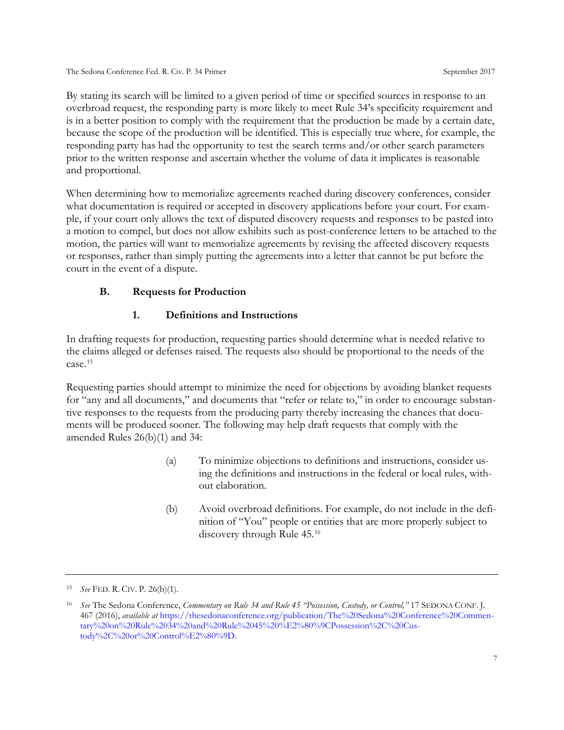By stating its search will be limited to a given period of time or specified sources in response to an overbroad request, the responding party is more likely to meet Rule 34's specificity requirement and is in a better position to comply with the requirement that the production be made by a certain date, because the scope of the production will be identified. This is especially true where, for example, the responding party has had the opportunity to test the search terms and/or other search parameters prior to the written response and ascertain whether the volume of data it implicates is reasonable and proportional.

When determining how to memorialize agreements reached during discovery conferences, consider what documentation is required or accepted in discovery applications before your court. For example, if your court only allows the text of disputed discovery requests and responses to be pasted into a motion to compel, but does not allow exhibits such as post-conference letters to be attached to the motion, the parties will want to memorialize agreements by revising the affected discovery requests or responses, rather than simply putting the agreements into a letter that cannot be put before the court in the event of a dispute.

### B. Requests for Production

#### 1. Definitions and Instructions

In drafting requests for production, requesting parties should determine what is needed relative to the claims alleged or defenses raised. The requests also should be proportional to the needs of the case.[15]

Requesting parties should attempt to minimize the need for objections by avoiding blanket requests for "any and all documents," and documents that "refer or relate to," in order to encourage substantive responses to the requests from the producing party thereby increasing the chances that documents will be produced sooner. The following may help draft requests that comply with the amended Rules 26(b)(1) and 34:

(a) To minimize objections to definitions and instructions, consider using the definitions and instructions in the federal or local rules, without elaboration.

(b) Avoid overbroad definitions. For example, do not include in the definition of "You" people or entities that are more properly subject to discovery through Rule 45.[16]

---

[15] *See* FED. R. CIV. P. 26(b)(1).

[16] *See* The Sedona Conference, *Commentary on Rule 34 and Rule 45 "Possession, Custody, or Control,"* 17 SEDONA CONF. J. 467 (2016), *available at* https://thesedonaconference.org/publication/The%20Sedona%20Conference%20Commentary%20on%20Rule%2034%20and%20Rule%2045%20%E2%80%9CPossession%2C%20Custody%2C%20or%20Control%E2%80%9D.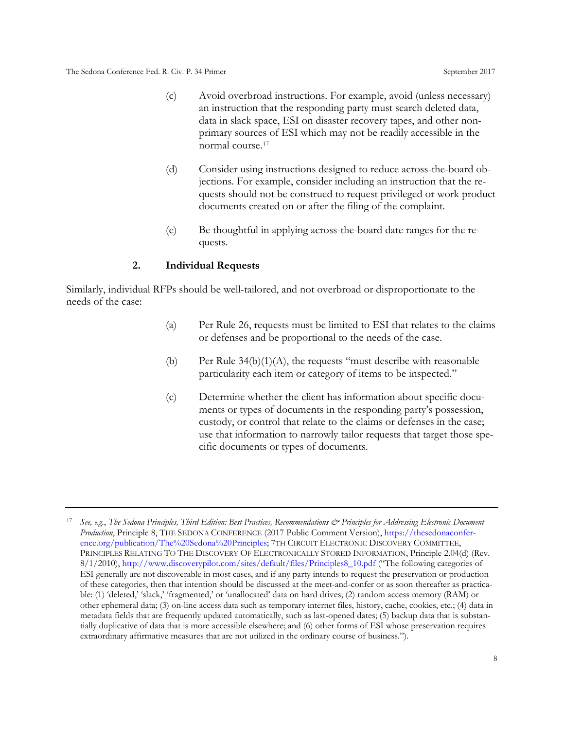(c) Avoid overbroad instructions. For example, avoid (unless necessary) an instruction that the responding party must search deleted data, data in slack space, ESI on disaster recovery tapes, and other non-primary sources of ESI which may not be readily accessible in the normal course.[17]

(d) Consider using instructions designed to reduce across-the-board objections. For example, consider including an instruction that the requests should not be construed to request privileged or work product documents created on or after the filing of the complaint.

(e) Be thoughtful in applying across-the-board date ranges for the requests.

### 2. Individual Requests

Similarly, individual RFPs should be well-tailored, and not overbroad or disproportionate to the needs of the case:

(a) Per Rule 26, requests must be limited to ESI that relates to the claims or defenses and be proportional to the needs of the case.

(b) Per Rule 34(b)(1)(A), the requests "must describe with reasonable particularity each item or category of items to be inspected."

(c) Determine whether the client has information about specific documents or types of documents in the responding party's possession, custody, or control that relate to the claims or defenses in the case; use that information to narrowly tailor requests that target those specific documents or types of documents.

---

[17] *See, e.g.*, *The Sedona Principles, Third Edition: Best Practices, Recommendations & Principles for Addressing Electronic Document Production*, Principle 8, THE SEDONA CONFERENCE (2017 Public Comment Version), https://thesedonaconference.org/publication/The%20Sedona%20Principles; 7TH CIRCUIT ELECTRONIC DISCOVERY COMMITTEE, PRINCIPLES RELATING TO THE DISCOVERY OF ELECTRONICALLY STORED INFORMATION, Principle 2.04(d) (Rev. 8/1/2010), http://www.discoverypilot.com/sites/default/files/Principles8_10.pdf ("The following categories of ESI generally are not discoverable in most cases, and if any party intends to request the preservation or production of these categories, then that intention should be discussed at the meet-and-confer or as soon thereafter as practicable: (1) 'deleted,' 'slack,' 'fragmented,' or 'unallocated' data on hard drives; (2) random access memory (RAM) or other ephemeral data; (3) on-line access data such as temporary internet files, history, cache, cookies, etc.; (4) data in metadata fields that are frequently updated automatically, such as last-opened dates; (5) backup data that is substantially duplicative of data that is more accessible elsewhere; and (6) other forms of ESI whose preservation requires extraordinary affirmative measures that are not utilized in the ordinary course of business.").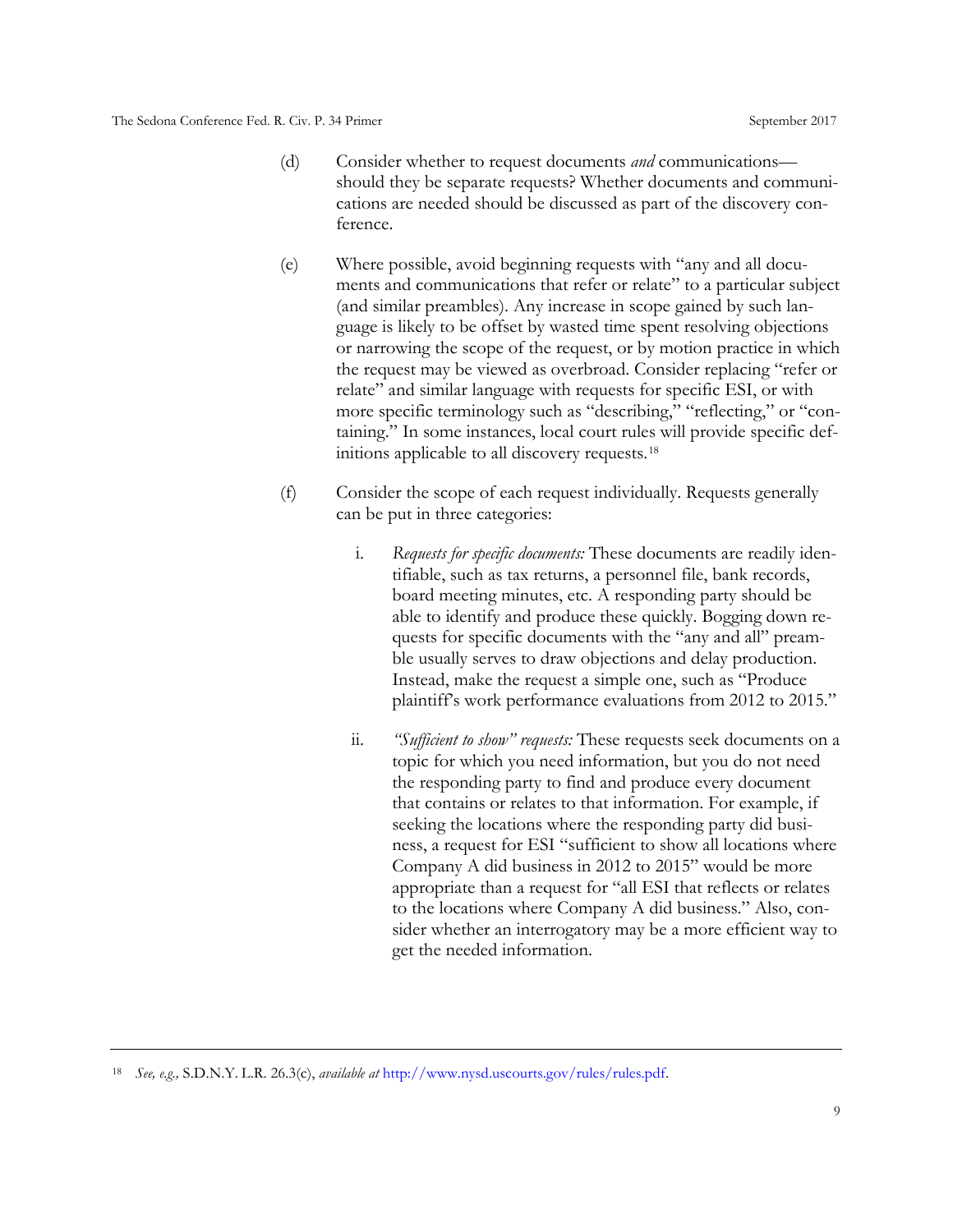(d) Consider whether to request documents *and* communications—should they be separate requests? Whether documents and communications are needed should be discussed as part of the discovery conference.

(e) Where possible, avoid beginning requests with "any and all documents and communications that refer or relate" to a particular subject (and similar preambles). Any increase in scope gained by such language is likely to be offset by wasted time spent resolving objections or narrowing the scope of the request, or by motion practice in which the request may be viewed as overbroad. Consider replacing "refer or relate" and similar language with requests for specific ESI, or with more specific terminology such as "describing," "reflecting," or "containing." In some instances, local court rules will provide specific definitions applicable to all discovery requests.[18]

(f) Consider the scope of each request individually. Requests generally can be put in three categories:

   i. *Requests for specific documents:* These documents are readily identifiable, such as tax returns, a personnel file, bank records, board meeting minutes, etc. A responding party should be able to identify and produce these quickly. Bogging down requests for specific documents with the "any and all" preamble usually serves to draw objections and delay production. Instead, make the request a simple one, such as "Produce plaintiff's work performance evaluations from 2012 to 2015."

   ii. *"Sufficient to show" requests:* These requests seek documents on a topic for which you need information, but you do not need the responding party to find and produce every document that contains or relates to that information. For example, if seeking the locations where the responding party did business, a request for ESI "sufficient to show all locations where Company A did business in 2012 to 2015" would be more appropriate than a request for "all ESI that reflects or relates to the locations where Company A did business." Also, consider whether an interrogatory may be a more efficient way to get the needed information.

---

18 *See, e.g.,* S.D.N.Y. L.R. 26.3(c), *available at* http://www.nysd.uscourts.gov/rules/rules.pdf.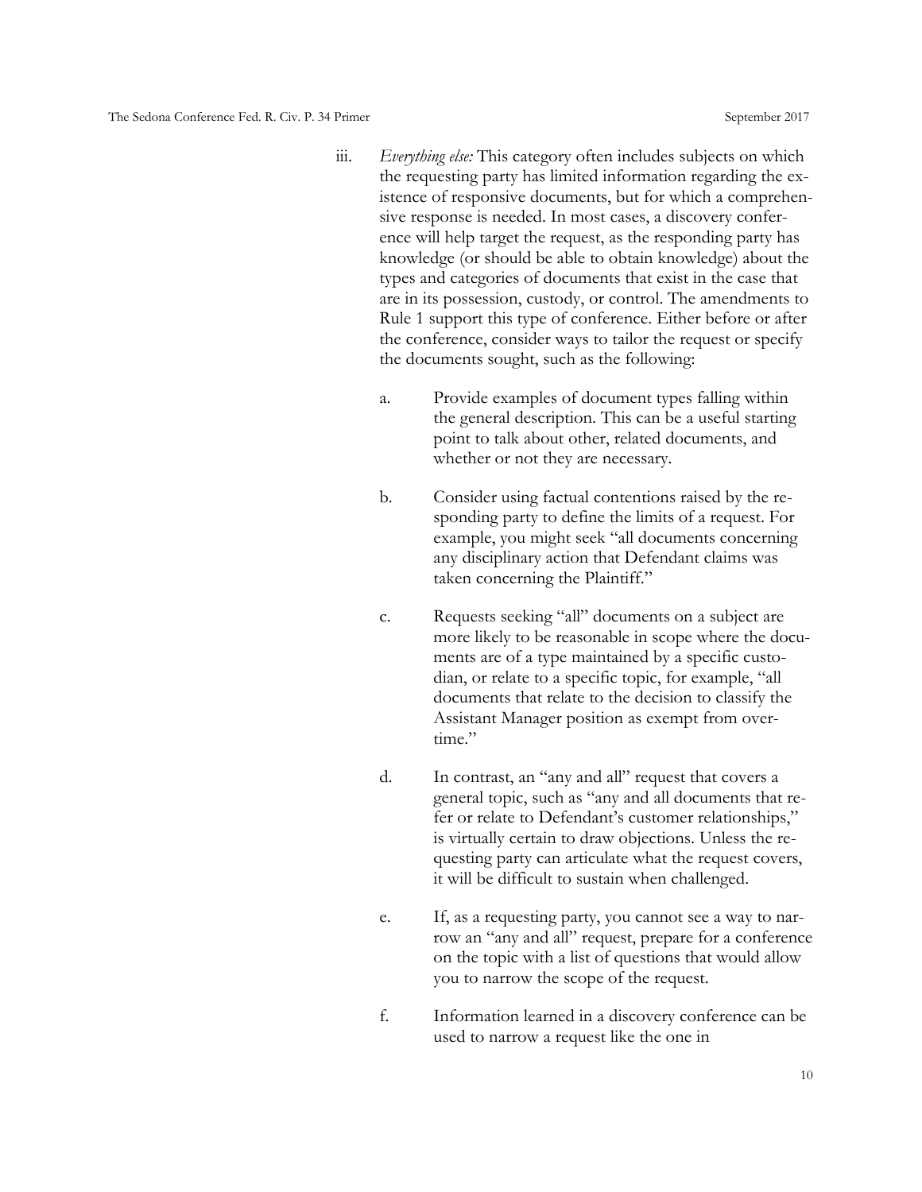iii. *Everything else:* This category often includes subjects on which the requesting party has limited information regarding the existence of responsive documents, but for which a comprehensive response is needed. In most cases, a discovery conference will help target the request, as the responding party has knowledge (or should be able to obtain knowledge) about the types and categories of documents that exist in the case that are in its possession, custody, or control. The amendments to Rule 1 support this type of conference. Either before or after the conference, consider ways to tailor the request or specify the documents sought, such as the following:

   a. Provide examples of document types falling within the general description. This can be a useful starting point to talk about other, related documents, and whether or not they are necessary.

   b. Consider using factual contentions raised by the responding party to define the limits of a request. For example, you might seek "all documents concerning any disciplinary action that Defendant claims was taken concerning the Plaintiff."

   c. Requests seeking "all" documents on a subject are more likely to be reasonable in scope where the documents are of a type maintained by a specific custodian, or relate to a specific topic, for example, "all documents that relate to the decision to classify the Assistant Manager position as exempt from overtime."

   d. In contrast, an "any and all" request that covers a general topic, such as "any and all documents that refer or relate to Defendant's customer relationships," is virtually certain to draw objections. Unless the requesting party can articulate what the request covers, it will be difficult to sustain when challenged.

   e. If, as a requesting party, you cannot see a way to narrow an "any and all" request, prepare for a conference on the topic with a list of questions that would allow you to narrow the scope of the request.

   f. Information learned in a discovery conference can be used to narrow a request like the one in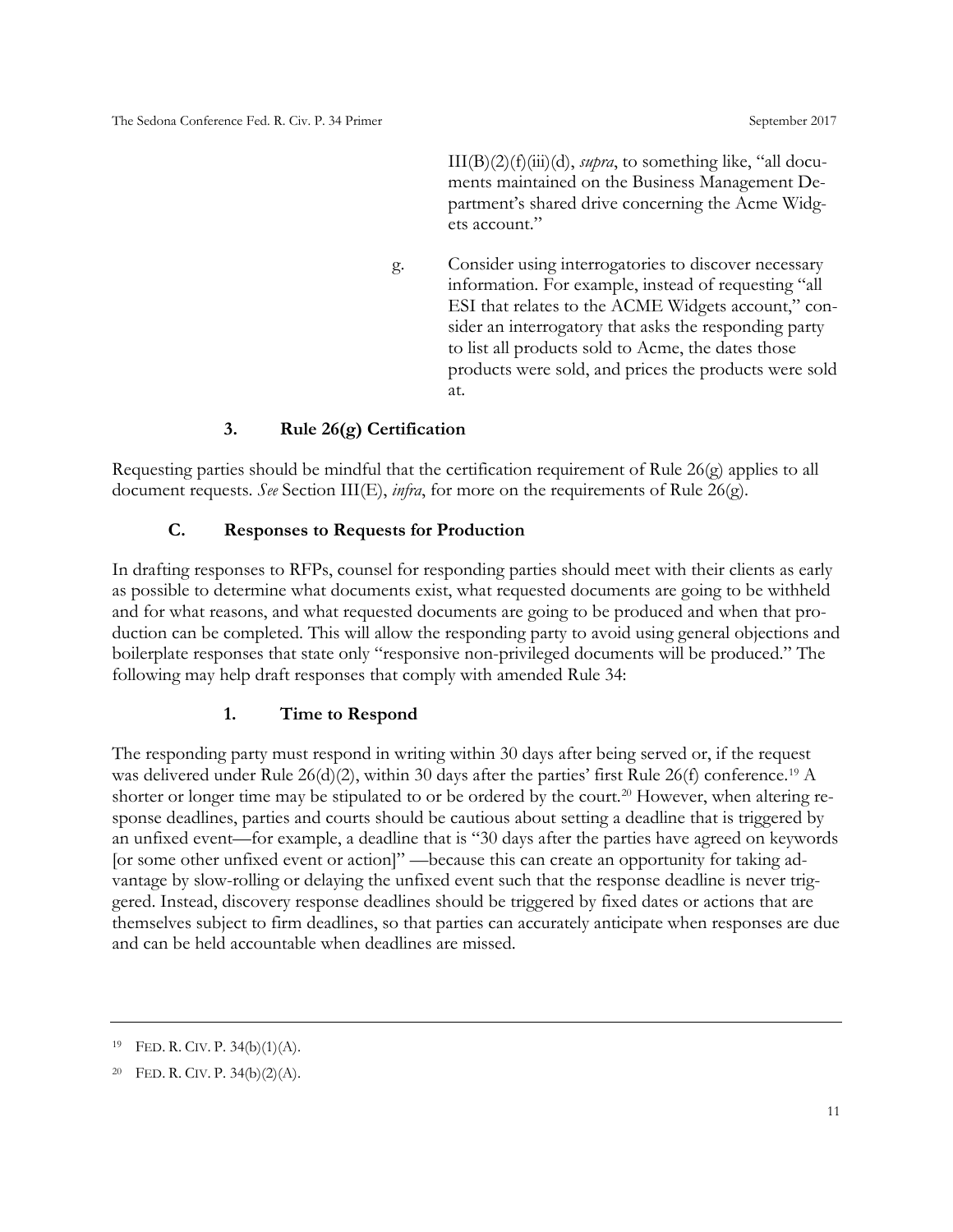III(B)(2)(f)(iii)(d), *supra*, to something like, "all documents maintained on the Business Management Department's shared drive concerning the Acme Widgets account."

g. Consider using interrogatories to discover necessary information. For example, instead of requesting "all ESI that relates to the ACME Widgets account," consider an interrogatory that asks the responding party to list all products sold to Acme, the dates those products were sold, and prices the products were sold at.

### 3. Rule 26(g) Certification

Requesting parties should be mindful that the certification requirement of Rule 26(g) applies to all document requests. *See* Section III(E), *infra*, for more on the requirements of Rule 26(g).

## C. Responses to Requests for Production

In drafting responses to RFPs, counsel for responding parties should meet with their clients as early as possible to determine what documents exist, what requested documents are going to be withheld and for what reasons, and what requested documents are going to be produced and when that production can be completed. This will allow the responding party to avoid using general objections and boilerplate responses that state only "responsive non-privileged documents will be produced." The following may help draft responses that comply with amended Rule 34:

### 1. Time to Respond

The responding party must respond in writing within 30 days after being served or, if the request was delivered under Rule 26(d)(2), within 30 days after the parties' first Rule 26(f) conference.[19] A shorter or longer time may be stipulated to or be ordered by the court.[20] However, when altering response deadlines, parties and courts should be cautious about setting a deadline that is triggered by an unfixed event—for example, a deadline that is "30 days after the parties have agreed on keywords [or some other unfixed event or action]" —because this can create an opportunity for taking advantage by slow-rolling or delaying the unfixed event such that the response deadline is never triggered. Instead, discovery response deadlines should be triggered by fixed dates or actions that are themselves subject to firm deadlines, so that parties can accurately anticipate when responses are due and can be held accountable when deadlines are missed.

---

[19] FED. R. CIV. P. 34(b)(1)(A).

[20] FED. R. CIV. P. 34(b)(2)(A).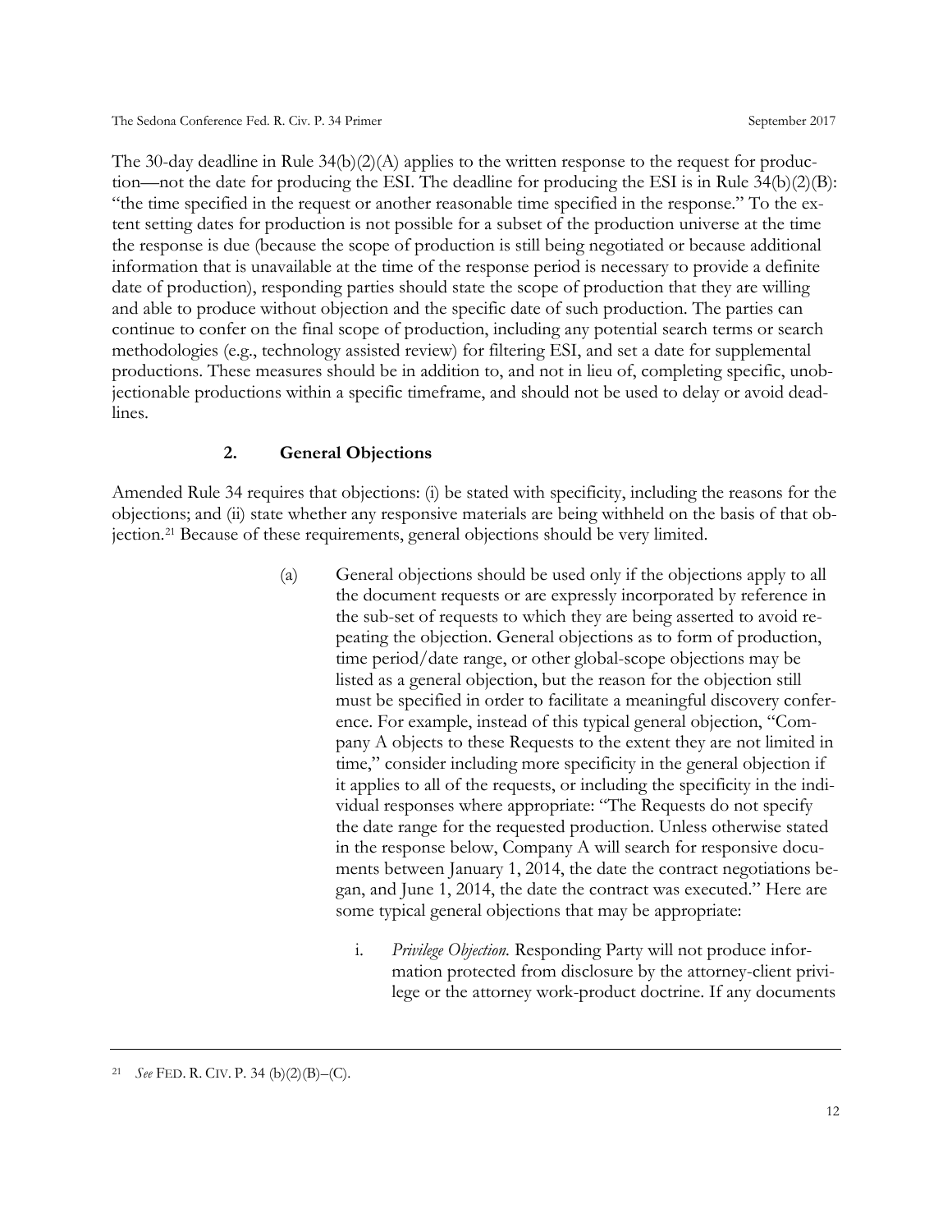The 30-day deadline in Rule 34(b)(2)(A) applies to the written response to the request for production—not the date for producing the ESI. The deadline for producing the ESI is in Rule 34(b)(2)(B): "the time specified in the request or another reasonable time specified in the response." To the extent setting dates for production is not possible for a subset of the production universe at the time the response is due (because the scope of production is still being negotiated or because additional information that is unavailable at the time of the response period is necessary to provide a definite date of production), responding parties should state the scope of production that they are willing and able to produce without objection and the specific date of such production. The parties can continue to confer on the final scope of production, including any potential search terms or search methodologies (e.g., technology assisted review) for filtering ESI, and set a date for supplemental productions. These measures should be in addition to, and not in lieu of, completing specific, unobjectionable productions within a specific timeframe, and should not be used to delay or avoid deadlines.

### 2. General Objections

Amended Rule 34 requires that objections: (i) be stated with specificity, including the reasons for the objections; and (ii) state whether any responsive materials are being withheld on the basis of that objection.[21] Because of these requirements, general objections should be very limited.

(a) General objections should be used only if the objections apply to all the document requests or are expressly incorporated by reference in the sub-set of requests to which they are being asserted to avoid repeating the objection. General objections as to form of production, time period/date range, or other global-scope objections may be listed as a general objection, but the reason for the objection still must be specified in order to facilitate a meaningful discovery conference. For example, instead of this typical general objection, "Company A objects to these Requests to the extent they are not limited in time," consider including more specificity in the general objection if it applies to all of the requests, or including the specificity in the individual responses where appropriate: "The Requests do not specify the date range for the requested production. Unless otherwise stated in the response below, Company A will search for responsive documents between January 1, 2014, the date the contract negotiations began, and June 1, 2014, the date the contract was executed." Here are some typical general objections that may be appropriate:

i. *Privilege Objection.* Responding Party will not produce information protected from disclosure by the attorney-client privilege or the attorney work-product doctrine. If any documents

---

[21] *See* FED. R. CIV. P. 34 (b)(2)(B)–(C).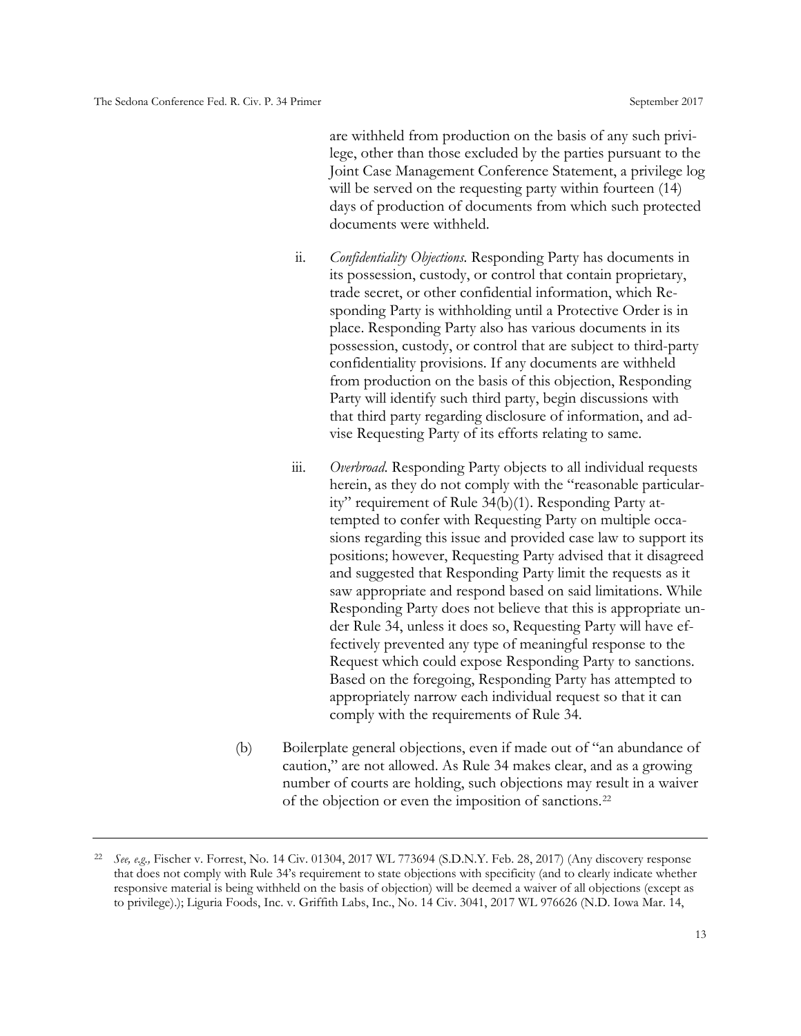are withheld from production on the basis of any such privilege, other than those excluded by the parties pursuant to the Joint Case Management Conference Statement, a privilege log will be served on the requesting party within fourteen (14) days of production of documents from which such protected documents were withheld.

ii. *Confidentiality Objections.* Responding Party has documents in its possession, custody, or control that contain proprietary, trade secret, or other confidential information, which Responding Party is withholding until a Protective Order is in place. Responding Party also has various documents in its possession, custody, or control that are subject to third-party confidentiality provisions. If any documents are withheld from production on the basis of this objection, Responding Party will identify such third party, begin discussions with that third party regarding disclosure of information, and advise Requesting Party of its efforts relating to same.

iii. *Overbroad.* Responding Party objects to all individual requests herein, as they do not comply with the "reasonable particularity" requirement of Rule 34(b)(1). Responding Party attempted to confer with Requesting Party on multiple occasions regarding this issue and provided case law to support its positions; however, Requesting Party advised that it disagreed and suggested that Responding Party limit the requests as it saw appropriate and respond based on said limitations. While Responding Party does not believe that this is appropriate under Rule 34, unless it does so, Requesting Party will have effectively prevented any type of meaningful response to the Request which could expose Responding Party to sanctions. Based on the foregoing, Responding Party has attempted to appropriately narrow each individual request so that it can comply with the requirements of Rule 34.

(b) Boilerplate general objections, even if made out of "an abundance of caution," are not allowed. As Rule 34 makes clear, and as a growing number of courts are holding, such objections may result in a waiver of the objection or even the imposition of sanctions.[22]

---

[22] *See, e.g.,* Fischer v. Forrest, No. 14 Civ. 01304, 2017 WL 773694 (S.D.N.Y. Feb. 28, 2017) (Any discovery response that does not comply with Rule 34's requirement to state objections with specificity (and to clearly indicate whether responsive material is being withheld on the basis of objection) will be deemed a waiver of all objections (except as to privilege).); Liguria Foods, Inc. v. Griffith Labs, Inc., No. 14 Civ. 3041, 2017 WL 976626 (N.D. Iowa Mar. 14,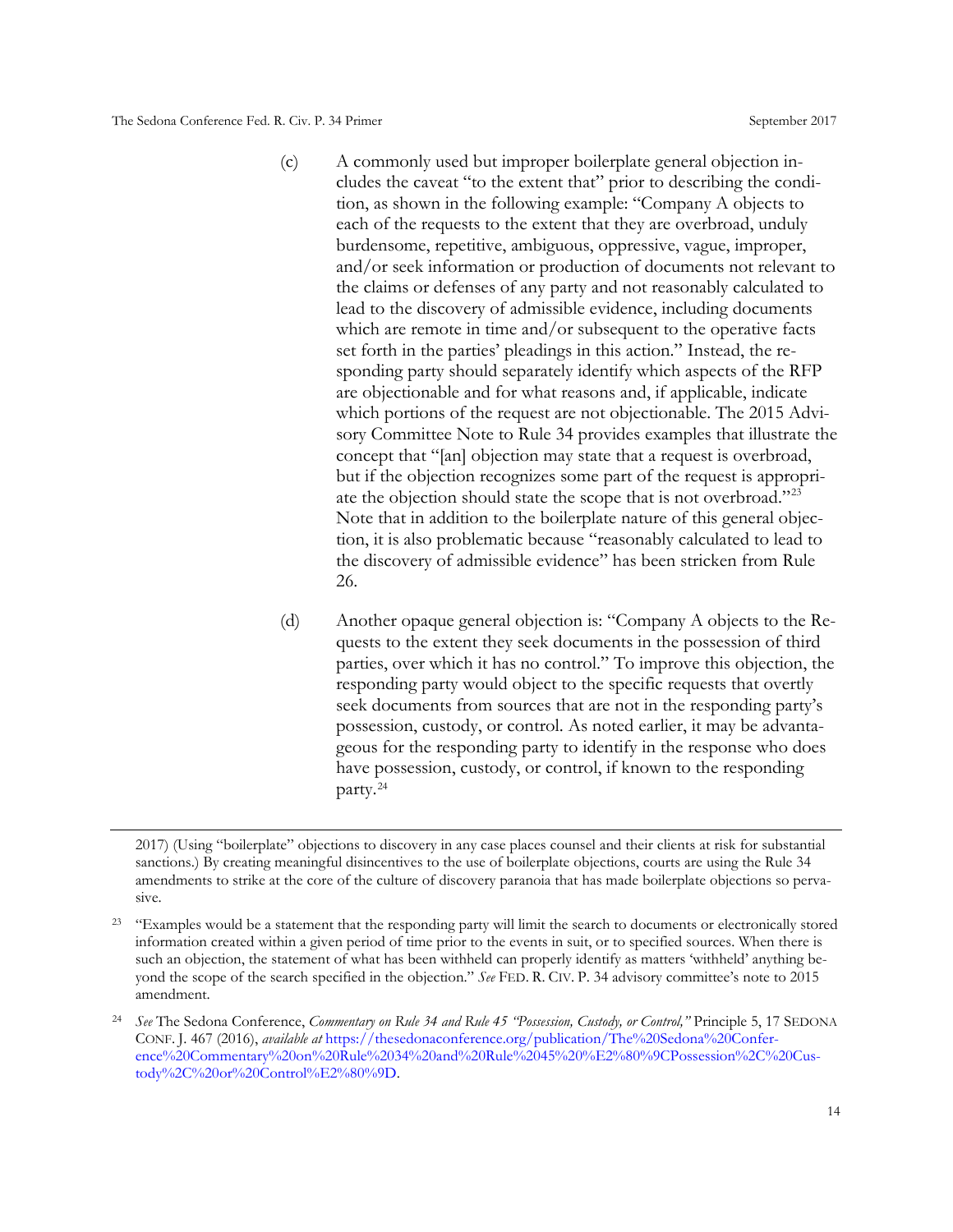(c) A commonly used but improper boilerplate general objection includes the caveat "to the extent that" prior to describing the condition, as shown in the following example: "Company A objects to each of the requests to the extent that they are overbroad, unduly burdensome, repetitive, ambiguous, oppressive, vague, improper, and/or seek information or production of documents not relevant to the claims or defenses of any party and not reasonably calculated to lead to the discovery of admissible evidence, including documents which are remote in time and/or subsequent to the operative facts set forth in the parties' pleadings in this action." Instead, the responding party should separately identify which aspects of the RFP are objectionable and for what reasons and, if applicable, indicate which portions of the request are not objectionable. The 2015 Advisory Committee Note to Rule 34 provides examples that illustrate the concept that "[an] objection may state that a request is overbroad, but if the objection recognizes some part of the request is appropriate the objection should state the scope that is not overbroad."[23] Note that in addition to the boilerplate nature of this general objection, it is also problematic because "reasonably calculated to lead to the discovery of admissible evidence" has been stricken from Rule 26.

(d) Another opaque general objection is: "Company A objects to the Requests to the extent they seek documents in the possession of third parties, over which it has no control." To improve this objection, the responding party would object to the specific requests that overtly seek documents from sources that are not in the responding party's possession, custody, or control. As noted earlier, it may be advantageous for the responding party to identify in the response who does have possession, custody, or control, if known to the responding party.[24]

---

2017) (Using "boilerplate" objections to discovery in any case places counsel and their clients at risk for substantial sanctions.) By creating meaningful disincentives to the use of boilerplate objections, courts are using the Rule 34 amendments to strike at the core of the culture of discovery paranoia that has made boilerplate objections so pervasive.

[23] "Examples would be a statement that the responding party will limit the search to documents or electronically stored information created within a given period of time prior to the events in suit, or to specified sources. When there is such an objection, the statement of what has been withheld can properly identify as matters 'withheld' anything beyond the scope of the search specified in the objection." *See* FED. R. CIV. P. 34 advisory committee's note to 2015 amendment.

[24] *See* The Sedona Conference, *Commentary on Rule 34 and Rule 45 "Possession, Custody, or Control,"* Principle 5, 17 SEDONA CONF. J. 467 (2016), *available at* https://thesedonaconference.org/publication/The%20Sedona%20Conference%20Commentary%20on%20Rule%2034%20and%20Rule%2045%20%E2%80%9CPossession%2C%20Custody%2C%20or%20Control%E2%80%9D.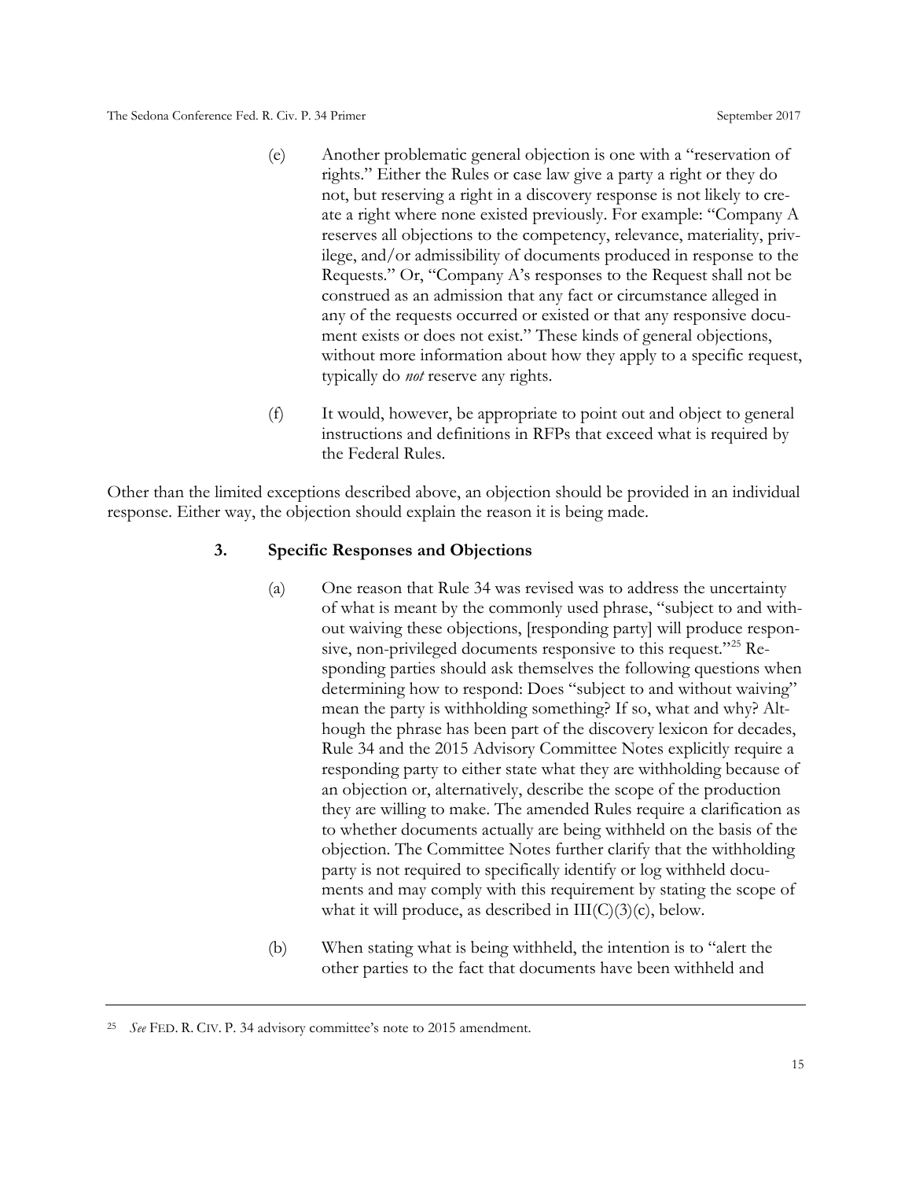(e) Another problematic general objection is one with a "reservation of rights." Either the Rules or case law give a party a right or they do not, but reserving a right in a discovery response is not likely to create a right where none existed previously. For example: "Company A reserves all objections to the competency, relevance, materiality, privilege, and/or admissibility of documents produced in response to the Requests." Or, "Company A's responses to the Request shall not be construed as an admission that any fact or circumstance alleged in any of the requests occurred or existed or that any responsive document exists or does not exist." These kinds of general objections, without more information about how they apply to a specific request, typically do *not* reserve any rights.

(f) It would, however, be appropriate to point out and object to general instructions and definitions in RFPs that exceed what is required by the Federal Rules.

Other than the limited exceptions described above, an objection should be provided in an individual response. Either way, the objection should explain the reason it is being made.

### 3. Specific Responses and Objections

(a) One reason that Rule 34 was revised was to address the uncertainty of what is meant by the commonly used phrase, "subject to and without waiving these objections, [responding party] will produce responsive, non-privileged documents responsive to this request."[25] Responding parties should ask themselves the following questions when determining how to respond: Does "subject to and without waiving" mean the party is withholding something? If so, what and why? Although the phrase has been part of the discovery lexicon for decades, Rule 34 and the 2015 Advisory Committee Notes explicitly require a responding party to either state what they are withholding because of an objection or, alternatively, describe the scope of the production they are willing to make. The amended Rules require a clarification as to whether documents actually are being withheld on the basis of the objection. The Committee Notes further clarify that the withholding party is not required to specifically identify or log withheld documents and may comply with this requirement by stating the scope of what it will produce, as described in III(C)(3)(c), below.

(b) When stating what is being withheld, the intention is to "alert the other parties to the fact that documents have been withheld and

---

[25] *See* FED. R. CIV. P. 34 advisory committee's note to 2015 amendment.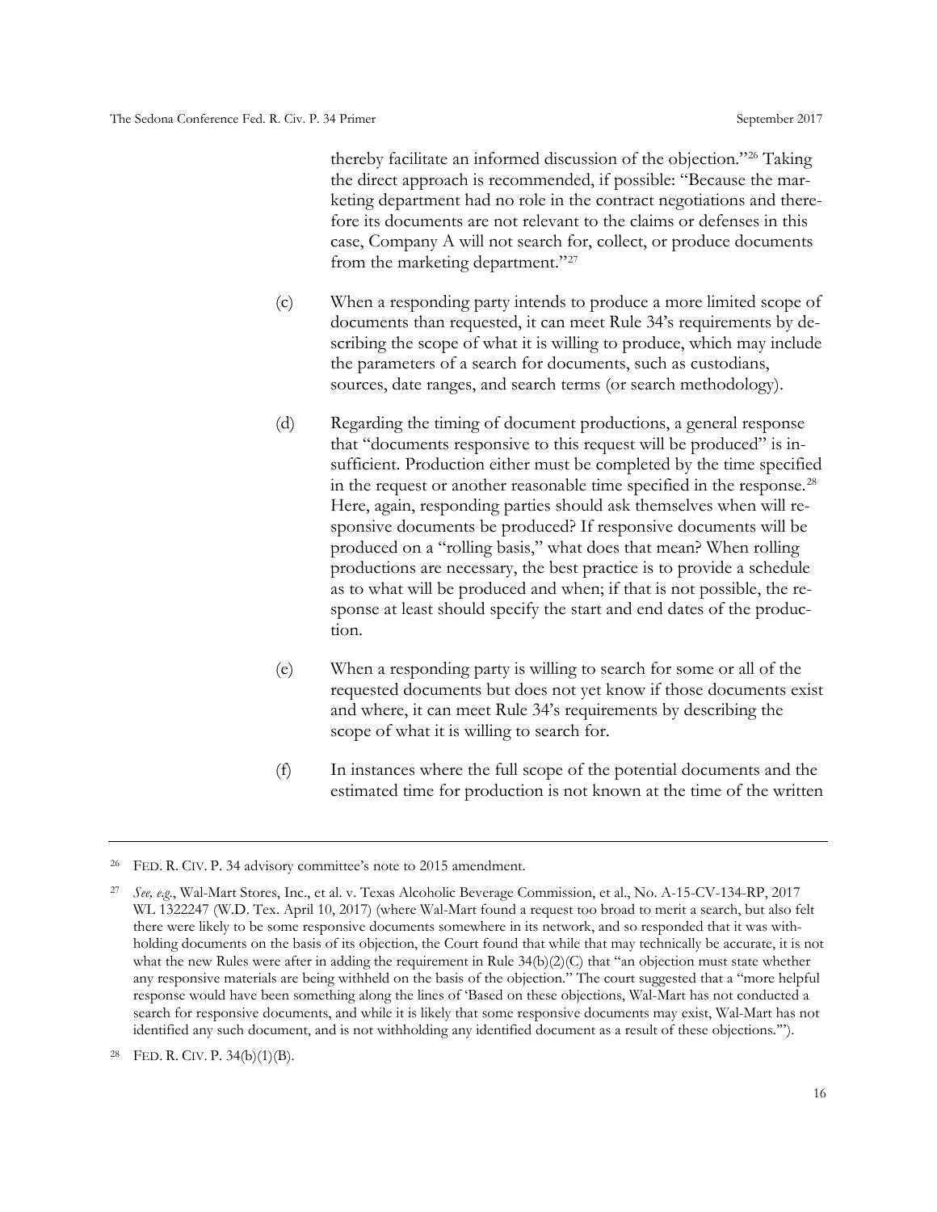thereby facilitate an informed discussion of the objection."[26] Taking the direct approach is recommended, if possible: "Because the marketing department had no role in the contract negotiations and therefore its documents are not relevant to the claims or defenses in this case, Company A will not search for, collect, or produce documents from the marketing department."[27]

(c) When a responding party intends to produce a more limited scope of documents than requested, it can meet Rule 34's requirements by describing the scope of what it is willing to produce, which may include the parameters of a search for documents, such as custodians, sources, date ranges, and search terms (or search methodology).

(d) Regarding the timing of document productions, a general response that "documents responsive to this request will be produced" is insufficient. Production either must be completed by the time specified in the request or another reasonable time specified in the response.[28] Here, again, responding parties should ask themselves when will responsive documents be produced? If responsive documents will be produced on a "rolling basis," what does that mean? When rolling productions are necessary, the best practice is to provide a schedule as to what will be produced and when; if that is not possible, the response at least should specify the start and end dates of the production.

(e) When a responding party is willing to search for some or all of the requested documents but does not yet know if those documents exist and where, it can meet Rule 34's requirements by describing the scope of what it is willing to search for.

(f) In instances where the full scope of the potential documents and the estimated time for production is not known at the time of the written

---

[26] FED. R. CIV. P. 34 advisory committee's note to 2015 amendment.

[27] *See, e.g.*, Wal-Mart Stores, Inc., et al. v. Texas Alcoholic Beverage Commission, et al., No. A-15-CV-134-RP, 2017 WL 1322247 (W.D. Tex. April 10, 2017) (where Wal-Mart found a request too broad to merit a search, but also felt there were likely to be some responsive documents somewhere in its network, and so responded that it was withholding documents on the basis of its objection, the Court found that while that may technically be accurate, it is not what the new Rules were after in adding the requirement in Rule 34(b)(2)(C) that "an objection must state whether any responsive materials are being withheld on the basis of the objection." The court suggested that a "more helpful response would have been something along the lines of 'Based on these objections, Wal-Mart has not conducted a search for responsive documents, and while it is likely that some responsive documents may exist, Wal-Mart has not identified any such document, and is not withholding any identified document as a result of these objections.'").

[28] FED. R. CIV. P. 34(b)(1)(B).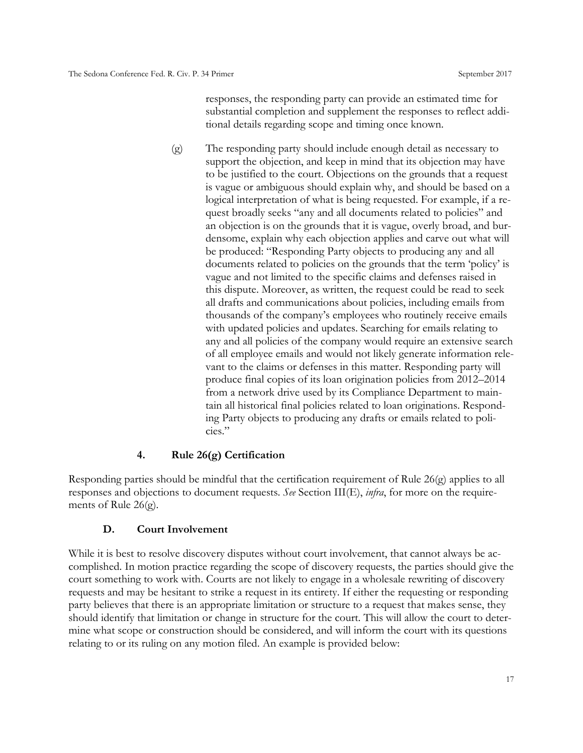responses, the responding party can provide an estimated time for substantial completion and supplement the responses to reflect additional details regarding scope and timing once known.

(g) The responding party should include enough detail as necessary to support the objection, and keep in mind that its objection may have to be justified to the court. Objections on the grounds that a request is vague or ambiguous should explain why, and should be based on a logical interpretation of what is being requested. For example, if a request broadly seeks "any and all documents related to policies" and an objection is on the grounds that it is vague, overly broad, and burdensome, explain why each objection applies and carve out what will be produced: "Responding Party objects to producing any and all documents related to policies on the grounds that the term 'policy' is vague and not limited to the specific claims and defenses raised in this dispute. Moreover, as written, the request could be read to seek all drafts and communications about policies, including emails from thousands of the company's employees who routinely receive emails with updated policies and updates. Searching for emails relating to any and all policies of the company would require an extensive search of all employee emails and would not likely generate information relevant to the claims or defenses in this matter. Responding party will produce final copies of its loan origination policies from 2012–2014 from a network drive used by its Compliance Department to maintain all historical final policies related to loan originations. Responding Party objects to producing any drafts or emails related to policies."

#### 4. Rule 26(g) Certification

Responding parties should be mindful that the certification requirement of Rule 26(g) applies to all responses and objections to document requests. *See* Section III(E), *infra*, for more on the requirements of Rule 26(g).

### D. Court Involvement

While it is best to resolve discovery disputes without court involvement, that cannot always be accomplished. In motion practice regarding the scope of discovery requests, the parties should give the court something to work with. Courts are not likely to engage in a wholesale rewriting of discovery requests and may be hesitant to strike a request in its entirety. If either the requesting or responding party believes that there is an appropriate limitation or structure to a request that makes sense, they should identify that limitation or change in structure for the court. This will allow the court to determine what scope or construction should be considered, and will inform the court with its questions relating to or its ruling on any motion filed. An example is provided below: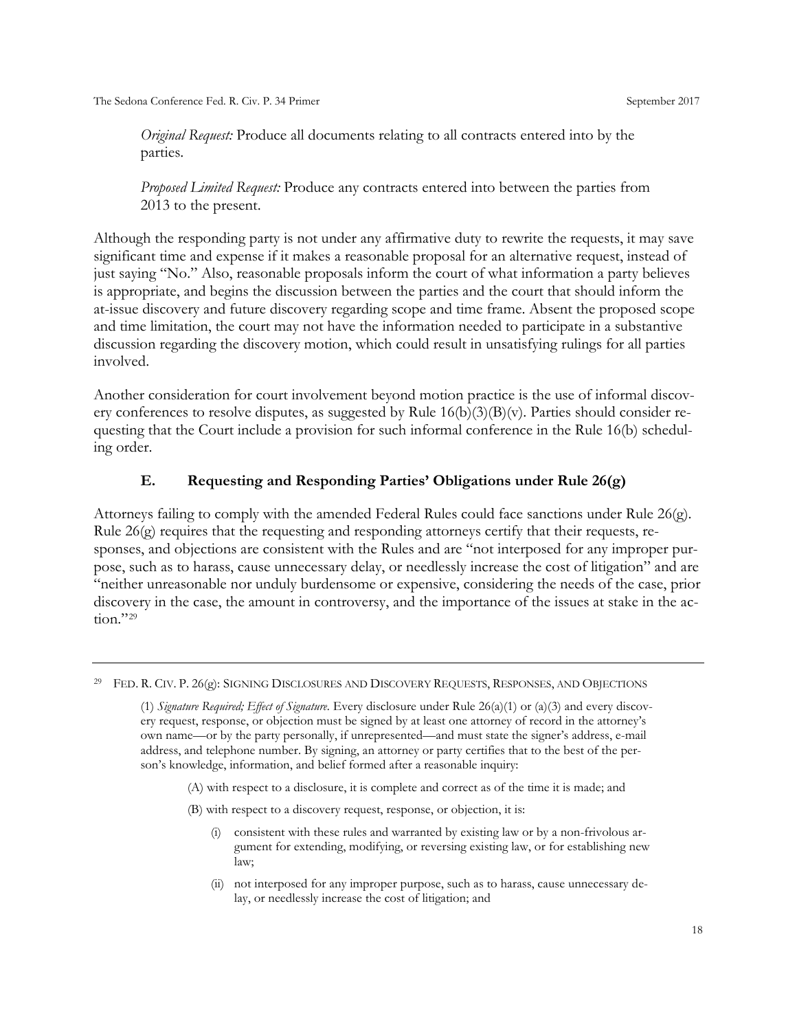*Original Request:* Produce all documents relating to all contracts entered into by the parties.

*Proposed Limited Request:* Produce any contracts entered into between the parties from 2013 to the present.

Although the responding party is not under any affirmative duty to rewrite the requests, it may save significant time and expense if it makes a reasonable proposal for an alternative request, instead of just saying "No." Also, reasonable proposals inform the court of what information a party believes is appropriate, and begins the discussion between the parties and the court that should inform the at-issue discovery and future discovery regarding scope and time frame. Absent the proposed scope and time limitation, the court may not have the information needed to participate in a substantive discussion regarding the discovery motion, which could result in unsatisfying rulings for all parties involved.

Another consideration for court involvement beyond motion practice is the use of informal discovery conferences to resolve disputes, as suggested by Rule 16(b)(3)(B)(v). Parties should consider requesting that the Court include a provision for such informal conference in the Rule 16(b) scheduling order.

### E. Requesting and Responding Parties' Obligations under Rule 26(g)

Attorneys failing to comply with the amended Federal Rules could face sanctions under Rule 26(g). Rule 26(g) requires that the requesting and responding attorneys certify that their requests, responses, and objections are consistent with the Rules and are "not interposed for any improper purpose, such as to harass, cause unnecessary delay, or needlessly increase the cost of litigation" and are "neither unreasonable nor unduly burdensome or expensive, considering the needs of the case, prior discovery in the case, the amount in controversy, and the importance of the issues at stake in the action."[29]

---

[29] FED. R. CIV. P. 26(g): SIGNING DISCLOSURES AND DISCOVERY REQUESTS, RESPONSES, AND OBJECTIONS

(1) *Signature Required; Effect of Signature.* Every disclosure under Rule 26(a)(1) or (a)(3) and every discovery request, response, or objection must be signed by at least one attorney of record in the attorney's own name—or by the party personally, if unrepresented—and must state the signer's address, e-mail address, and telephone number. By signing, an attorney or party certifies that to the best of the person's knowledge, information, and belief formed after a reasonable inquiry:

(A) with respect to a disclosure, it is complete and correct as of the time it is made; and

(B) with respect to a discovery request, response, or objection, it is:

(i) consistent with these rules and warranted by existing law or by a non-frivolous argument for extending, modifying, or reversing existing law, or for establishing new law;

(ii) not interposed for any improper purpose, such as to harass, cause unnecessary delay, or needlessly increase the cost of litigation; and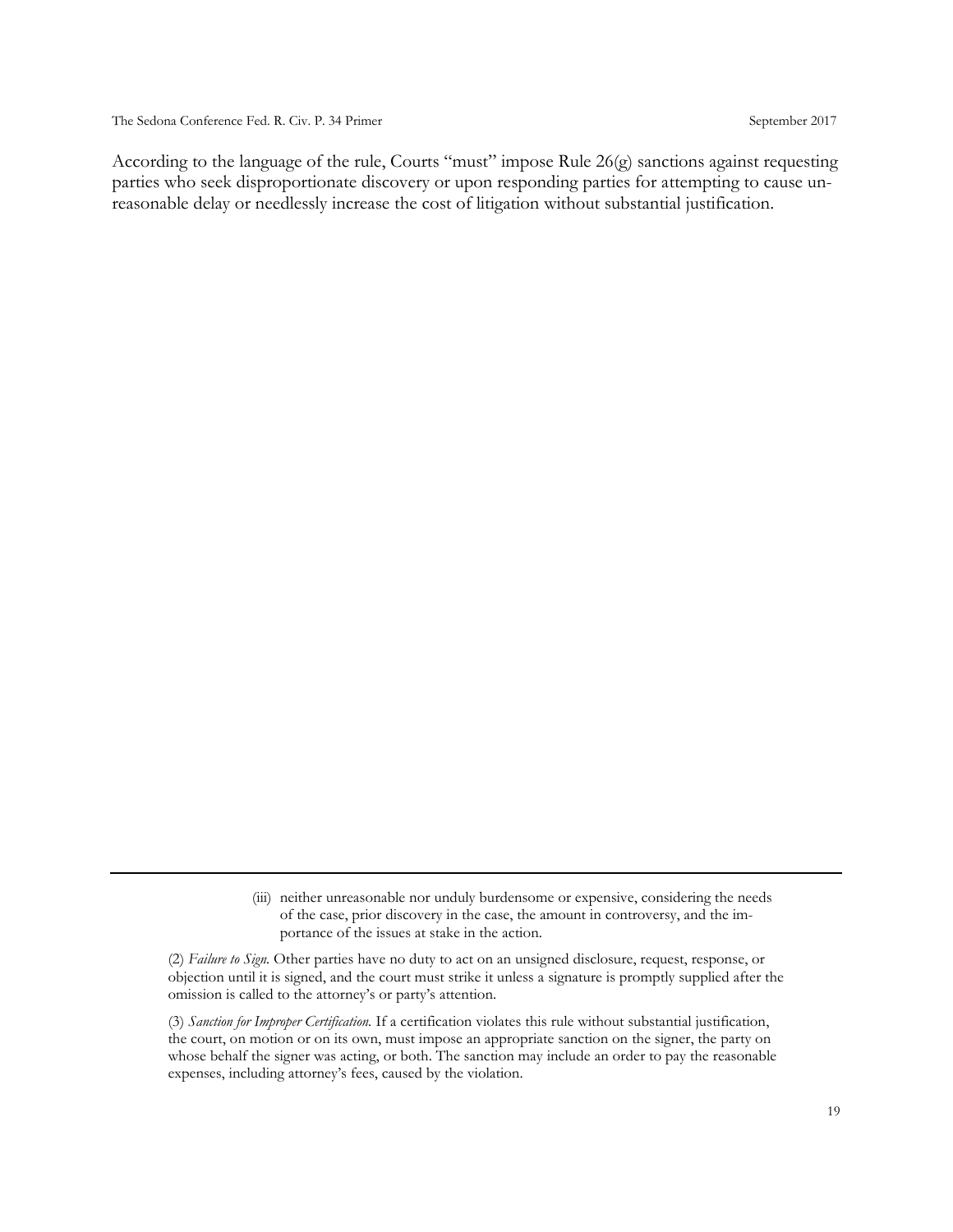According to the language of the rule, Courts "must" impose Rule 26(g) sanctions against requesting parties who seek disproportionate discovery or upon responding parties for attempting to cause unreasonable delay or needlessly increase the cost of litigation without substantial justification.

---

(iii) neither unreasonable nor unduly burdensome or expensive, considering the needs of the case, prior discovery in the case, the amount in controversy, and the importance of the issues at stake in the action.

(2) *Failure to Sign.* Other parties have no duty to act on an unsigned disclosure, request, response, or objection until it is signed, and the court must strike it unless a signature is promptly supplied after the omission is called to the attorney's or party's attention.

(3) *Sanction for Improper Certification.* If a certification violates this rule without substantial justification, the court, on motion or on its own, must impose an appropriate sanction on the signer, the party on whose behalf the signer was acting, or both. The sanction may include an order to pay the reasonable expenses, including attorney's fees, caused by the violation.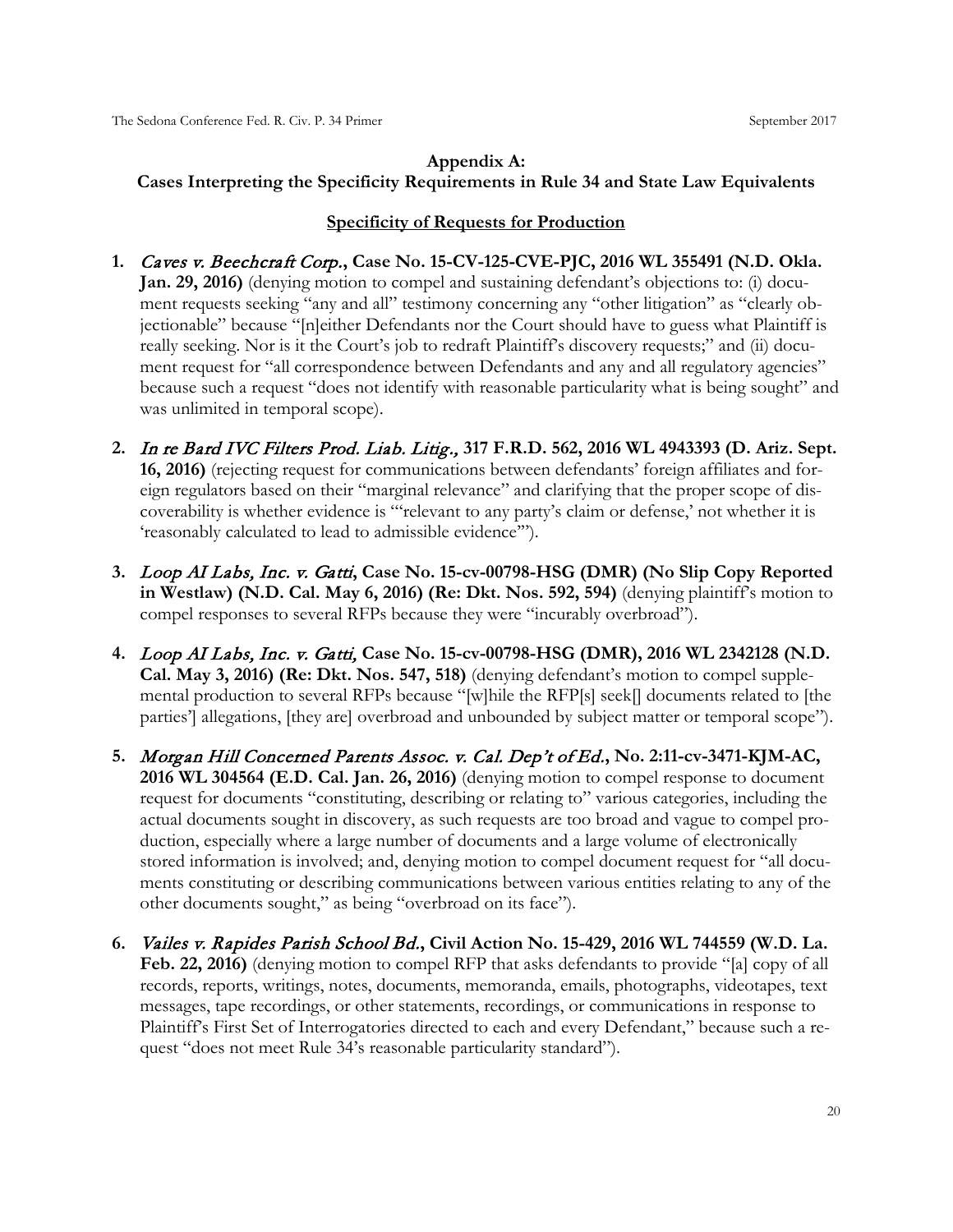## Appendix A:
## Cases Interpreting the Specificity Requirements in Rule 34 and State Law Equivalents

### Specificity of Requests for Production

1. ***Caves v. Beechcraft Corp.*, Case No. 15-CV-125-CVE-PJC, 2016 WL 355491 (N.D. Okla. Jan. 29, 2016)** (denying motion to compel and sustaining defendant's objections to: (i) document requests seeking "any and all" testimony concerning any "other litigation" as "clearly objectionable" because "[n]either Defendants nor the Court should have to guess what Plaintiff is really seeking. Nor is it the Court's job to redraft Plaintiff's discovery requests;" and (ii) document request for "all correspondence between Defendants and any and all regulatory agencies" because such a request "does not identify with reasonable particularity what is being sought" and was unlimited in temporal scope).

2. ***In re Bard IVC Filters Prod. Liab. Litig.*, 317 F.R.D. 562, 2016 WL 4943393 (D. Ariz. Sept. 16, 2016)** (rejecting request for communications between defendants' foreign affiliates and foreign regulators based on their "marginal relevance" and clarifying that the proper scope of discoverability is whether evidence is "'relevant to any party's claim or defense,' not whether it is 'reasonably calculated to lead to admissible evidence'").

3. ***Loop AI Labs, Inc. v. Gatti*, Case No. 15-cv-00798-HSG (DMR) (No Slip Copy Reported in Westlaw) (N.D. Cal. May 6, 2016) (Re: Dkt. Nos. 592, 594)** (denying plaintiff's motion to compel responses to several RFPs because they were "incurably overbroad").

4. ***Loop AI Labs, Inc. v. Gatti*, Case No. 15-cv-00798-HSG (DMR), 2016 WL 2342128 (N.D. Cal. May 3, 2016) (Re: Dkt. Nos. 547, 518)** (denying defendant's motion to compel supplemental production to several RFPs because "[w]hile the RFP[s] seek[] documents related to [the parties'] allegations, [they are] overbroad and unbounded by subject matter or temporal scope").

5. ***Morgan Hill Concerned Parents Assoc. v. Cal. Dep't of Ed.*, No. 2:11-cv-3471-KJM-AC, 2016 WL 304564 (E.D. Cal. Jan. 26, 2016)** (denying motion to compel response to document request for documents "constituting, describing or relating to" various categories, including the actual documents sought in discovery, as such requests are too broad and vague to compel production, especially where a large number of documents and a large volume of electronically stored information is involved; and, denying motion to compel document request for "all documents constituting or describing communications between various entities relating to any of the other documents sought," as being "overbroad on its face").

6. ***Vailes v. Rapides Parish School Bd.*, Civil Action No. 15-429, 2016 WL 744559 (W.D. La. Feb. 22, 2016)** (denying motion to compel RFP that asks defendants to provide "[a] copy of all records, reports, writings, notes, documents, memoranda, emails, photographs, videotapes, text messages, tape recordings, or other statements, recordings, or communications in response to Plaintiff's First Set of Interrogatories directed to each and every Defendant," because such a request "does not meet Rule 34's reasonable particularity standard").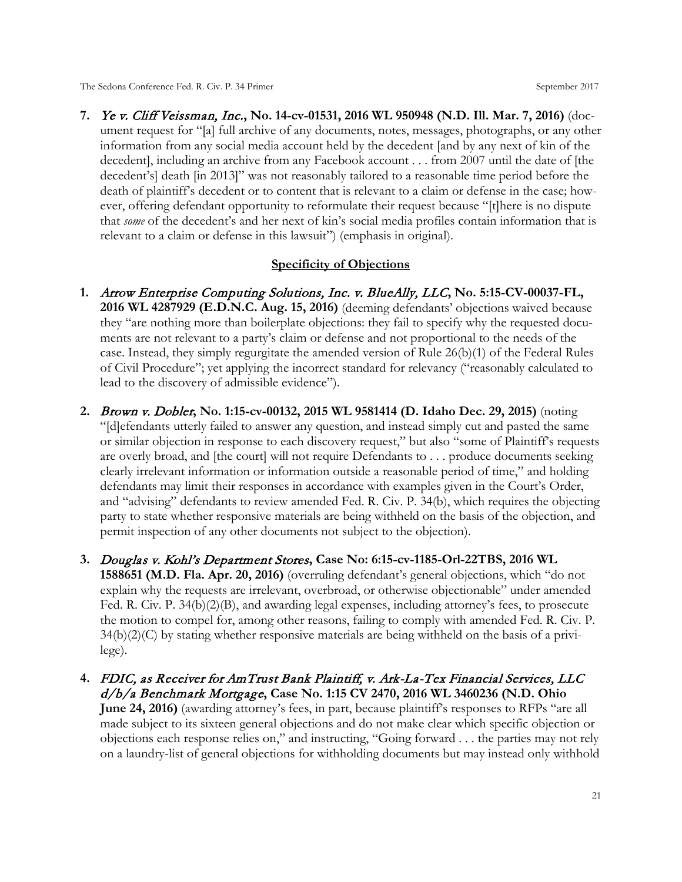7. ***Ye v. Cliff Veissman, Inc.*, No. 14-cv-01531, 2016 WL 950948 (N.D. Ill. Mar. 7, 2016)** (document request for "[a] full archive of any documents, notes, messages, photographs, or any other information from any social media account held by the decedent [and by any next of kin of the decedent], including an archive from any Facebook account . . . from 2007 until the date of [the decedent's] death [in 2013]" was not reasonably tailored to a reasonable time period before the death of plaintiff's decedent or to content that is relevant to a claim or defense in the case; however, offering defendant opportunity to reformulate their request because "[t]here is no dispute that *some* of the decedent's and her next of kin's social media profiles contain information that is relevant to a claim or defense in this lawsuit") (emphasis in original).

## Specificity of Objections

1. ***Arrow Enterprise Computing Solutions, Inc. v. BlueAlly, LLC*, No. 5:15-CV-00037-FL, 2016 WL 4287929 (E.D.N.C. Aug. 15, 2016)** (deeming defendants' objections waived because they "are nothing more than boilerplate objections: they fail to specify why the requested documents are not relevant to a party's claim or defense and not proportional to the needs of the case. Instead, they simply regurgitate the amended version of Rule 26(b)(1) of the Federal Rules of Civil Procedure"; yet applying the incorrect standard for relevancy ("reasonably calculated to lead to the discovery of admissible evidence").

2. ***Brown v. Dobler*, No. 1:15-cv-00132, 2015 WL 9581414 (D. Idaho Dec. 29, 2015)** (noting "[d]efendants utterly failed to answer any question, and instead simply cut and pasted the same or similar objection in response to each discovery request," but also "some of Plaintiff's requests are overly broad, and [the court] will not require Defendants to . . . produce documents seeking clearly irrelevant information or information outside a reasonable period of time," and holding defendants may limit their responses in accordance with examples given in the Court's Order, and "advising" defendants to review amended Fed. R. Civ. P. 34(b), which requires the objecting party to state whether responsive materials are being withheld on the basis of the objection, and permit inspection of any other documents not subject to the objection).

3. ***Douglas v. Kohl's Department Stores*, Case No: 6:15-cv-1185-Orl-22TBS, 2016 WL 1588651 (M.D. Fla. Apr. 20, 2016)** (overruling defendant's general objections, which "do not explain why the requests are irrelevant, overbroad, or otherwise objectionable" under amended Fed. R. Civ. P. 34(b)(2)(B), and awarding legal expenses, including attorney's fees, to prosecute the motion to compel for, among other reasons, failing to comply with amended Fed. R. Civ. P. 34(b)(2)(C) by stating whether responsive materials are being withheld on the basis of a privilege).

4. ***FDIC, as Receiver for AmTrust Bank Plaintiff, v. Ark-La-Tex Financial Services, LLC d/b/a Benchmark Mortgage*, Case No. 1:15 CV 2470, 2016 WL 3460236 (N.D. Ohio June 24, 2016)** (awarding attorney's fees, in part, because plaintiff's responses to RFPs "are all made subject to its sixteen general objections and do not make clear which specific objection or objections each response relies on," and instructing, "Going forward . . . the parties may not rely on a laundry-list of general objections for withholding documents but may instead only withhold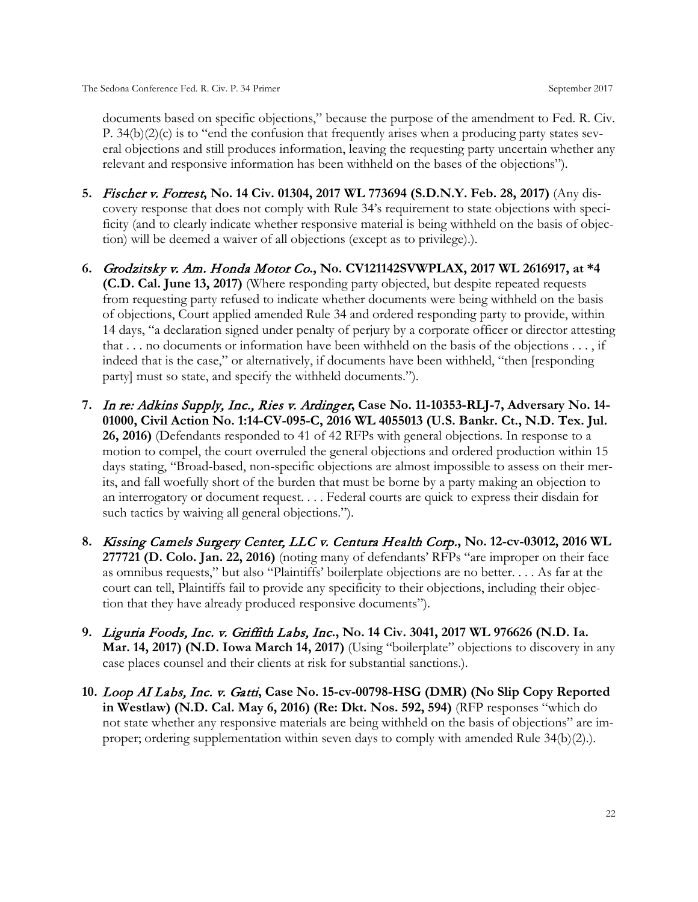documents based on specific objections," because the purpose of the amendment to Fed. R. Civ. P. 34(b)(2)(c) is to "end the confusion that frequently arises when a producing party states several objections and still produces information, leaving the requesting party uncertain whether any relevant and responsive information has been withheld on the bases of the objections").

5. ***Fischer v. Forrest*, No. 14 Civ. 01304, 2017 WL 773694 (S.D.N.Y. Feb. 28, 2017)** (Any discovery response that does not comply with Rule 34's requirement to state objections with specificity (and to clearly indicate whether responsive material is being withheld on the basis of objection) will be deemed a waiver of all objections (except as to privilege).).

6. ***Grodzitsky v. Am. Honda Motor Co.*, No. CV121142SVWPLAX, 2017 WL 2616917, at *4 (C.D. Cal. June 13, 2017)** (Where responding party objected, but despite repeated requests from requesting party refused to indicate whether documents were being withheld on the basis of objections, Court applied amended Rule 34 and ordered responding party to provide, within 14 days, "a declaration signed under penalty of perjury by a corporate officer or director attesting that . . . no documents or information have been withheld on the basis of the objections . . . , if indeed that is the case," or alternatively, if documents have been withheld, "then [responding party] must so state, and specify the withheld documents.").

7. ***In re: Adkins Supply, Inc., Ries v. Ardinger*, Case No. 11-10353-RLJ-7, Adversary No. 14-01000, Civil Action No. 1:14-CV-095-C, 2016 WL 4055013 (U.S. Bankr. Ct., N.D. Tex. Jul. 26, 2016)** (Defendants responded to 41 of 42 RFPs with general objections. In response to a motion to compel, the court overruled the general objections and ordered production within 15 days stating, "Broad-based, non-specific objections are almost impossible to assess on their merits, and fall woefully short of the burden that must be borne by a party making an objection to an interrogatory or document request. . . . Federal courts are quick to express their disdain for such tactics by waiving all general objections.").

8. ***Kissing Camels Surgery Center, LLC v. Centura Health Corp.*, No. 12-cv-03012, 2016 WL 277721 (D. Colo. Jan. 22, 2016)** (noting many of defendants' RFPs "are improper on their face as omnibus requests," but also "Plaintiffs' boilerplate objections are no better. . . . As far at the court can tell, Plaintiffs fail to provide any specificity to their objections, including their objection that they have already produced responsive documents").

9. ***Liguria Foods, Inc. v. Griffith Labs, Inc.*, No. 14 Civ. 3041, 2017 WL 976626 (N.D. Ia. Mar. 14, 2017) (N.D. Iowa March 14, 2017)** (Using "boilerplate" objections to discovery in any case places counsel and their clients at risk for substantial sanctions.).

10. ***Loop AI Labs, Inc. v. Gatti*, Case No. 15-cv-00798-HSG (DMR) (No Slip Copy Reported in Westlaw) (N.D. Cal. May 6, 2016) (Re: Dkt. Nos. 592, 594)** (RFP responses "which do not state whether any responsive materials are being withheld on the basis of objections" are improper; ordering supplementation within seven days to comply with amended Rule 34(b)(2).).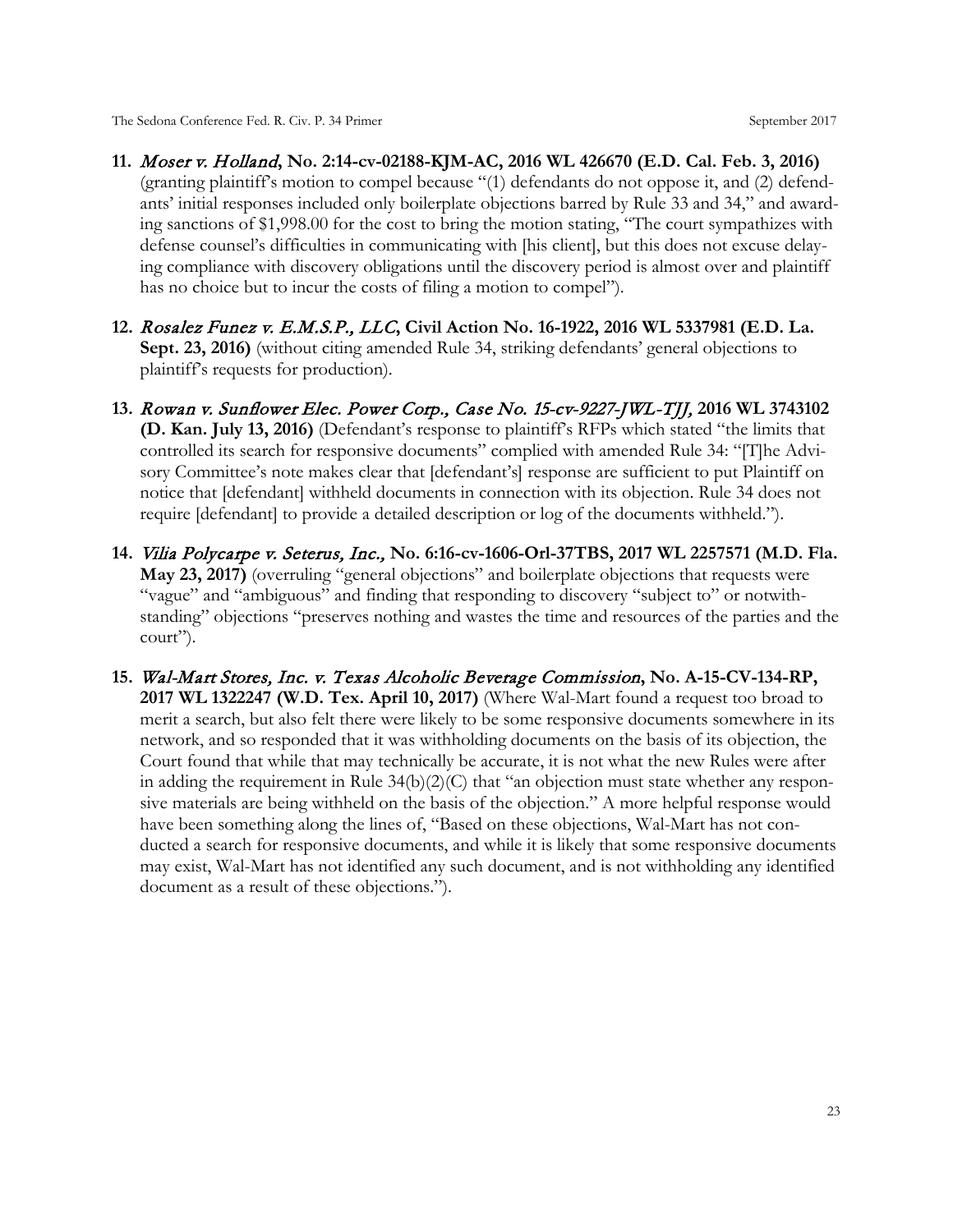11. ***Moser v. Holland*, No. 2:14-cv-02188-KJM-AC, 2016 WL 426670 (E.D. Cal. Feb. 3, 2016)** (granting plaintiff's motion to compel because "(1) defendants do not oppose it, and (2) defendants' initial responses included only boilerplate objections barred by Rule 33 and 34," and awarding sanctions of $1,998.00 for the cost to bring the motion stating, "The court sympathizes with defense counsel's difficulties in communicating with [his client], but this does not excuse delaying compliance with discovery obligations until the discovery period is almost over and plaintiff has no choice but to incur the costs of filing a motion to compel").

12. ***Rosalez Funez v. E.M.S.P., LLC*, Civil Action No. 16-1922, 2016 WL 5337981 (E.D. La. Sept. 23, 2016)** (without citing amended Rule 34, striking defendants' general objections to plaintiff's requests for production).

13. ***Rowan v. Sunflower Elec. Power Corp., Case No. 15-cv-9227-JWL-TJJ,* 2016 WL 3743102 (D. Kan. July 13, 2016)** (Defendant's response to plaintiff's RFPs which stated "the limits that controlled its search for responsive documents" complied with amended Rule 34: "[T]he Advisory Committee's note makes clear that [defendant's] response are sufficient to put Plaintiff on notice that [defendant] withheld documents in connection with its objection. Rule 34 does not require [defendant] to provide a detailed description or log of the documents withheld.").

14. ***Vilia Polycarpe v. Seterus, Inc.,* No. 6:16-cv-1606-Orl-37TBS, 2017 WL 2257571 (M.D. Fla. May 23, 2017)** (overruling "general objections" and boilerplate objections that requests were "vague" and "ambiguous" and finding that responding to discovery "subject to" or notwithstanding" objections "preserves nothing and wastes the time and resources of the parties and the court").

15. ***Wal-Mart Stores, Inc. v. Texas Alcoholic Beverage Commission*, No. A-15-CV-134-RP, 2017 WL 1322247 (W.D. Tex. April 10, 2017)** (Where Wal-Mart found a request too broad to merit a search, but also felt there were likely to be some responsive documents somewhere in its network, and so responded that it was withholding documents on the basis of its objection, the Court found that while that may technically be accurate, it is not what the new Rules were after in adding the requirement in Rule 34(b)(2)(C) that "an objection must state whether any responsive materials are being withheld on the basis of the objection." A more helpful response would have been something along the lines of, "Based on these objections, Wal-Mart has not conducted a search for responsive documents, and while it is likely that some responsive documents may exist, Wal-Mart has not identified any such document, and is not withholding any identified document as a result of these objections.").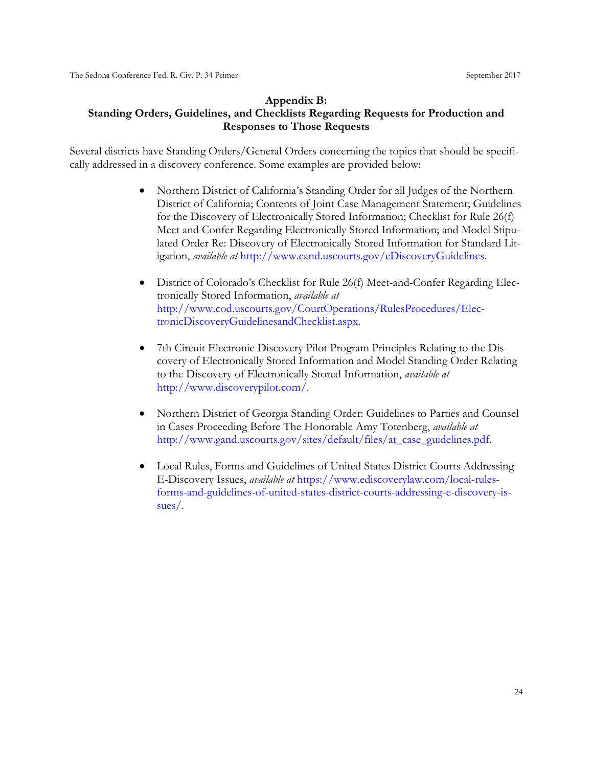## Appendix B: Standing Orders, Guidelines, and Checklists Regarding Requests for Production and Responses to Those Requests

Several districts have Standing Orders/General Orders concerning the topics that should be specifically addressed in a discovery conference. Some examples are provided below:

- Northern District of California's Standing Order for all Judges of the Northern District of California; Contents of Joint Case Management Statement; Guidelines for the Discovery of Electronically Stored Information; Checklist for Rule 26(f) Meet and Confer Regarding Electronically Stored Information; and Model Stipulated Order Re: Discovery of Electronically Stored Information for Standard Litigation, *available at* http://www.cand.uscourts.gov/eDiscoveryGuidelines.

- District of Colorado's Checklist for Rule 26(f) Meet-and-Confer Regarding Electronically Stored Information, *available at* http://www.cod.uscourts.gov/CourtOperations/RulesProcedures/ElectronicDiscoveryGuidelinesandChecklist.aspx.

- 7th Circuit Electronic Discovery Pilot Program Principles Relating to the Discovery of Electronically Stored Information and Model Standing Order Relating to the Discovery of Electronically Stored Information, *available at* http://www.discoverypilot.com/.

- Northern District of Georgia Standing Order: Guidelines to Parties and Counsel in Cases Proceeding Before The Honorable Amy Totenberg, *available at* http://www.gand.uscourts.gov/sites/default/files/at_case_guidelines.pdf.

- Local Rules, Forms and Guidelines of United States District Courts Addressing E-Discovery Issues, *available at* https://www.ediscoverylaw.com/local-rules-forms-and-guidelines-of-united-states-district-courts-addressing-e-discovery-issues/.